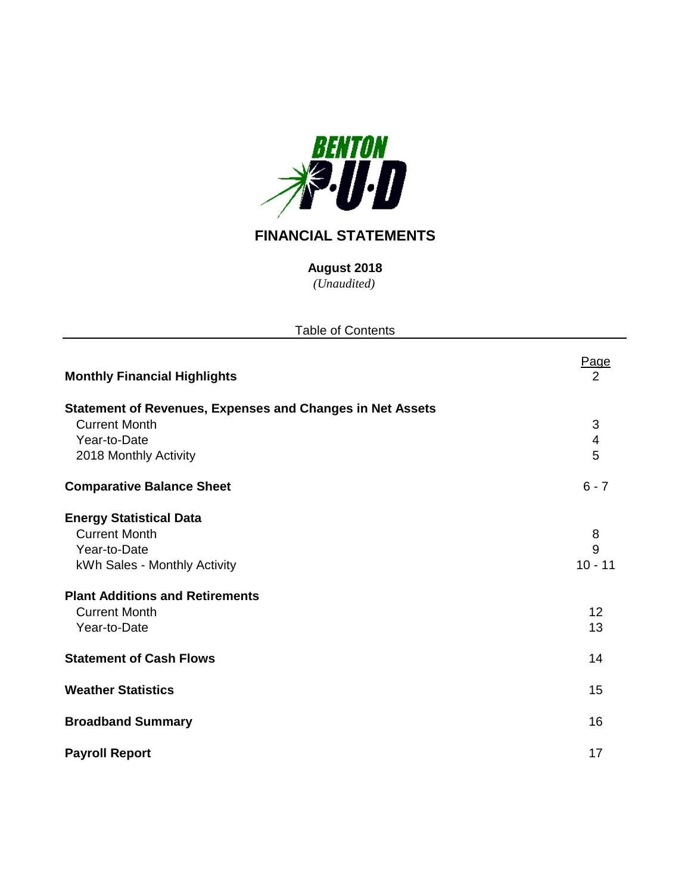BENTON P·U·D

# FINANCIAL STATEMENTS

**August 2018**

*(Unaudited)*

Table of Contents

| | Page |
|---|---|
| **Monthly Financial Highlights** | 2 |
| **Statement of Revenues, Expenses and Changes in Net Assets** | |
| Current Month | 3 |
| Year-to-Date | 4 |
| 2018 Monthly Activity | 5 |
| **Comparative Balance Sheet** | 6 - 7 |
| **Energy Statistical Data** | |
| Current Month | 8 |
| Year-to-Date | 9 |
| kWh Sales - Monthly Activity | 10 - 11 |
| **Plant Additions and Retirements** | |
| Current Month | 12 |
| Year-to-Date | 13 |
| **Statement of Cash Flows** | 14 |
| **Weather Statistics** | 15 |
| **Broadband Summary** | 16 |
| **Payroll Report** | 17 |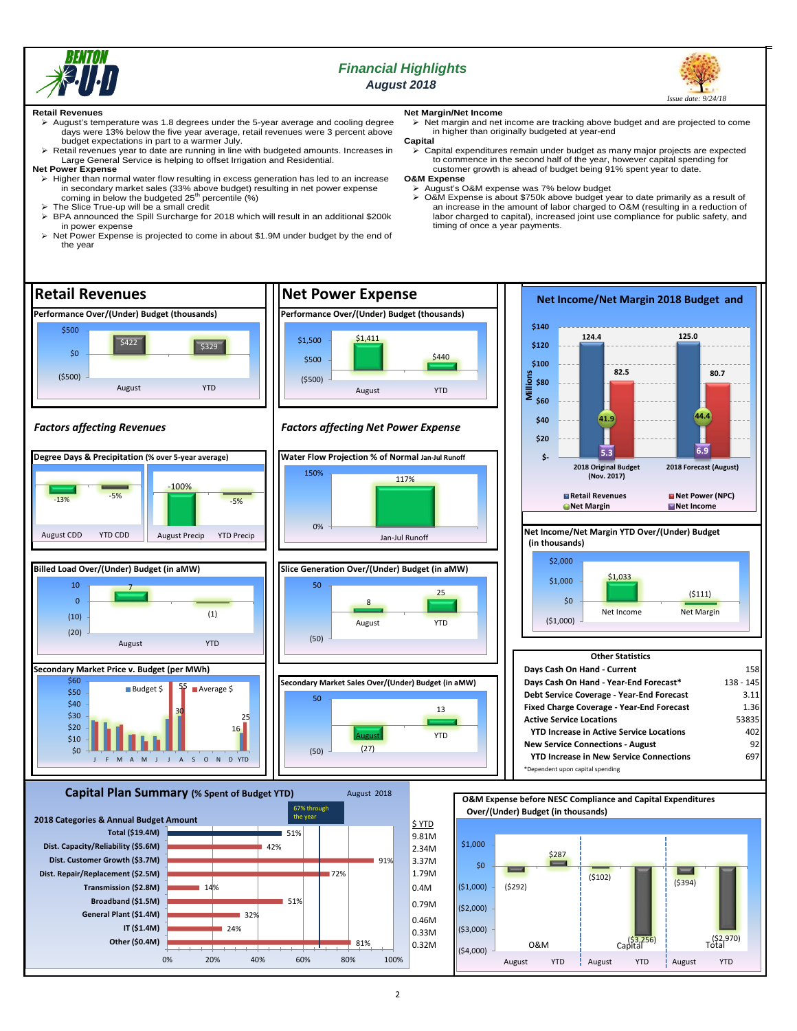# Financial Highlights

### August 2018

*Issue date: 9/24/18*

**Retail Revenues**

- August's temperature was 1.8 degrees under the 5-year average and cooling degree days were 13% below the five year average, retail revenues were 3 percent above budget expectations in part to a warmer July.
- Retail revenues year to date are running in line with budgeted amounts. Increases in Large General Service is helping to offset Irrigation and Residential.

**Net Power Expense**

- Higher than normal water flow resulting in excess generation has led to an increase in secondary market sales (33% above budget) resulting in net power expense coming in below the budgeted 25th percentile (%)
- The Slice True-up will be a small credit
- BPA announced the Spill Surcharge for 2018 which will result in an additional $200k in power expense
- Net Power Expense is projected to come in about $1.9M under budget by the end of the year

**Net Margin/Net Income**

- Net margin and net income are tracking above budget and are projected to come in higher than originally budgeted at year-end

**Capital**

- Capital expenditures remain under budget as many major projects are expected to commence in the second half of the year, however capital spending for customer growth is ahead of budget being 91% spent year to date.

**O&M Expense**

- August's O&M expense was 7% below budget
- O&M Expense is about $750k above budget year to date primarily as a result of an increase in the amount of labor charged to O&M (resulting in a reduction of labor charged to capital), increased joint use compliance for public safety, and timing of once a year payments.

## Retail Revenues

**Performance Over/(Under) Budget (thousands)**

| | August | YTD |
|---|---|---|
| Retail Revenues | $422 | $329 |

### Factors affecting Revenues

**Degree Days & Precipitation (% over 5-year average)**

| August CDD | YTD CDD | August Precip | YTD Precip |
|---|---|---|---|
| -13% | -5% | -100% | -5% |

**Billed Load Over/(Under) Budget (in aMW)**

| August | YTD |
|---|---|
| 7 | (1) |

**Secondary Market Price v. Budget (per MWh)**

Chart comparing Budget $ and Average $ by month (J, F, M, A, M, J, J, A, S, O, N, D, YTD). Labeled values: August Budget 30, August Average 55; YTD Budget 16, YTD Average 25.

## Net Power Expense

**Performance Over/(Under) Budget (thousands)**

| | August | YTD |
|---|---|---|
| Net Power Expense | $1,411 | $440 |

### Factors affecting Net Power Expense

**Water Flow Projection % of Normal Jan-Jul Runoff**

| Jan-Jul Runoff |
|---|
| 117% |

**Slice Generation Over/(Under) Budget (in aMW)**

| August | YTD |
|---|---|
| 8 | 25 |

**Secondary Market Sales Over/(Under) Budget (in aMW)**

| August | YTD |
|---|---|
| (27) | 13 |

## Net Income/Net Margin 2018 Budget and

(Millions)

| | 2018 Original Budget (Nov. 2017) | 2018 Forecast (August) |
|---|---|---|
| Retail Revenues | 124.4 | 125.0 |
| Net Power (NPC) | 82.5 | 80.7 |
| Net Margin | 41.9 | 44.4 |
| Net Income | 5.3 | 6.9 |

**Net Income/Net Margin YTD Over/(Under) Budget (in thousands)**

| Net Income | Net Margin |
|---|---|
| $1,033 | ($111) |

**Other Statistics**

| | |
|---|---|
| Days Cash On Hand - Current | 158 |
| Days Cash On Hand - Year-End Forecast* | 138 - 145 |
| Debt Service Coverage - Year-End Forecast | 3.11 |
| Fixed Charge Coverage - Year-End Forecast | 1.36 |
| Active Service Locations | 53835 |
| YTD Increase in Active Service Locations | 402 |
| New Service Connections - August | 92 |
| YTD Increase in New Service Connections | 697 |

*Dependent upon capital spending

## Capital Plan Summary (% Spent of Budget YTD)

August 2018 — 67% through the year

| 2018 Categories & Annual Budget Amount | % Spent | $ YTD |
|---|---|---|
| Total ($19.4M) | 51% | 9.81M |
| Dist. Capacity/Reliability ($5.6M) | 42% | 2.34M |
| Dist. Customer Growth ($3.7M) | 91% | 3.37M |
| Dist. Repair/Replacement ($2.5M) | 72% | 1.79M |
| Transmission ($2.8M) | 14% | 0.4M |
| Broadband ($1.5M) | 51% | 0.79M |
| General Plant ($1.4M) | 32% | 0.46M |
| IT ($1.4M) | 24% | 0.33M |
| Other ($0.4M) | 81% | 0.32M |

## O&M Expense before NESC Compliance and Capital Expenditures Over/(Under) Budget (in thousands)

| | August | YTD |
|---|---|---|
| O&M | ($292) | $287 |
| Capital | ($102) | ($3,256) |
| Total | ($394) | ($2,970) |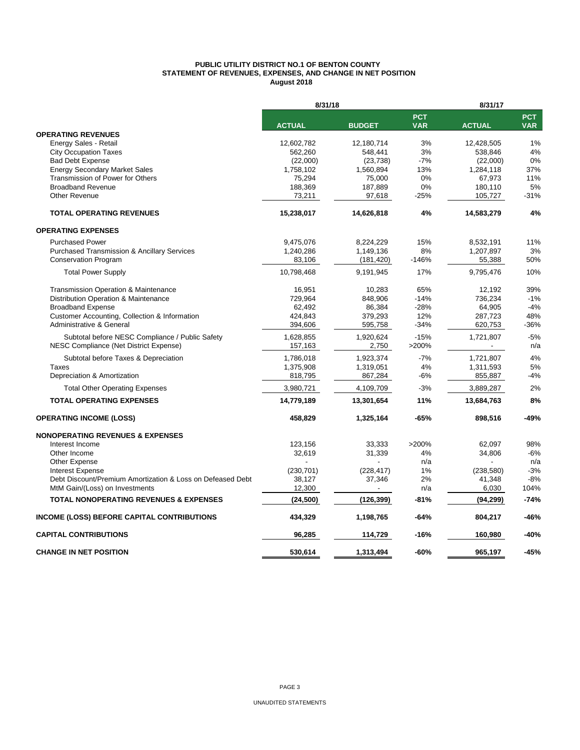**PUBLIC UTILITY DISTRICT NO.1 OF BENTON COUNTY**
**STATEMENT OF REVENUES, EXPENSES, AND CHANGE IN NET POSITION**
**August 2018**

| | 8/31/18 | | | 8/31/17 | |
|---|---|---|---|---|---|
| | **ACTUAL** | **BUDGET** | **PCT VAR** | **ACTUAL** | **PCT VAR** |
| **OPERATING REVENUES** | | | | | |
| Energy Sales - Retail | 12,602,782 | 12,180,714 | 3% | 12,428,505 | 1% |
| City Occupation Taxes | 562,260 | 548,441 | 3% | 538,846 | 4% |
| Bad Debt Expense | (22,000) | (23,738) | -7% | (22,000) | 0% |
| Energy Secondary Market Sales | 1,758,102 | 1,560,894 | 13% | 1,284,118 | 37% |
| Transmission of Power for Others | 75,294 | 75,000 | 0% | 67,973 | 11% |
| Broadband Revenue | 188,369 | 187,889 | 0% | 180,110 | 5% |
| Other Revenue | 73,211 | 97,618 | -25% | 105,727 | -31% |
| **TOTAL OPERATING REVENUES** | **15,238,017** | **14,626,818** | **4%** | **14,583,279** | **4%** |
| **OPERATING EXPENSES** | | | | | |
| Purchased Power | 9,475,076 | 8,224,229 | 15% | 8,532,191 | 11% |
| Purchased Transmission & Ancillary Services | 1,240,286 | 1,149,136 | 8% | 1,207,897 | 3% |
| Conservation Program | 83,106 | (181,420) | -146% | 55,388 | 50% |
| Total Power Supply | 10,798,468 | 9,191,945 | 17% | 9,795,476 | 10% |
| Transmission Operation & Maintenance | 16,951 | 10,283 | 65% | 12,192 | 39% |
| Distribution Operation & Maintenance | 729,964 | 848,906 | -14% | 736,234 | -1% |
| Broadband Expense | 62,492 | 86,384 | -28% | 64,905 | -4% |
| Customer Accounting, Collection & Information | 424,843 | 379,293 | 12% | 287,723 | 48% |
| Administrative & General | 394,606 | 595,758 | -34% | 620,753 | -36% |
| Subtotal before NESC Compliance / Public Safety | 1,628,855 | 1,920,624 | -15% | 1,721,807 | -5% |
| NESC Compliance (Net District Expense) | 157,163 | 2,750 | >200% | - | n/a |
| Subtotal before Taxes & Depreciation | 1,786,018 | 1,923,374 | -7% | 1,721,807 | 4% |
| Taxes | 1,375,908 | 1,319,051 | 4% | 1,311,593 | 5% |
| Depreciation & Amortization | 818,795 | 867,284 | -6% | 855,887 | -4% |
| Total Other Operating Expenses | 3,980,721 | 4,109,709 | -3% | 3,889,287 | 2% |
| **TOTAL OPERATING EXPENSES** | **14,779,189** | **13,301,654** | **11%** | **13,684,763** | **8%** |
| **OPERATING INCOME (LOSS)** | **458,829** | **1,325,164** | **-65%** | **898,516** | **-49%** |
| **NONOPERATING REVENUES & EXPENSES** | | | | | |
| Interest Income | 123,156 | 33,333 | >200% | 62,097 | 98% |
| Other Income | 32,619 | 31,339 | 4% | 34,806 | -6% |
| Other Expense | - | - | n/a | - | n/a |
| Interest Expense | (230,701) | (228,417) | 1% | (238,580) | -3% |
| Debt Discount/Premium Amortization & Loss on Defeased Debt | 38,127 | 37,346 | 2% | 41,348 | -8% |
| MtM Gain/(Loss) on Investments | 12,300 | - | n/a | 6,030 | 104% |
| **TOTAL NONOPERATING REVENUES & EXPENSES** | **(24,500)** | **(126,399)** | **-81%** | **(94,299)** | **-74%** |
| **INCOME (LOSS) BEFORE CAPITAL CONTRIBUTIONS** | **434,329** | **1,198,765** | **-64%** | **804,217** | **-46%** |
| **CAPITAL CONTRIBUTIONS** | **96,285** | **114,729** | **-16%** | **160,980** | **-40%** |
| **CHANGE IN NET POSITION** | **530,614** | **1,313,494** | **-60%** | **965,197** | **-45%** |

UNAUDITED STATEMENTS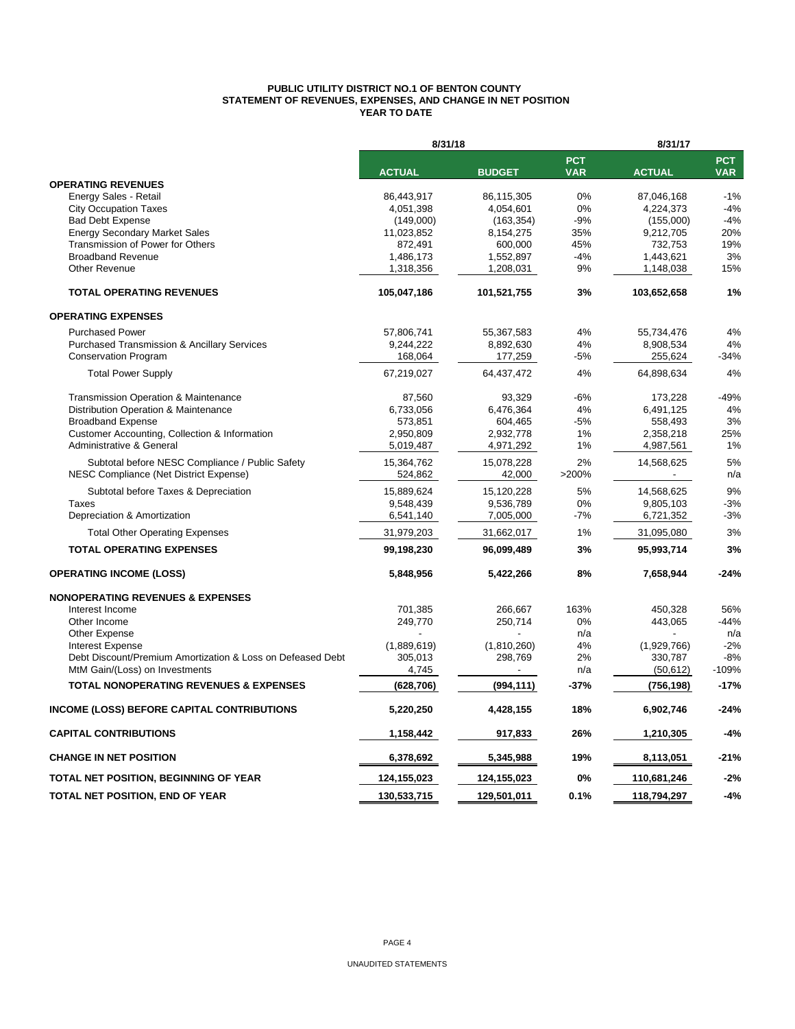**PUBLIC UTILITY DISTRICT NO.1 OF BENTON COUNTY**
**STATEMENT OF REVENUES, EXPENSES, AND CHANGE IN NET POSITION**
**YEAR TO DATE**

| | 8/31/18 | | | 8/31/17 | |
|---|---|---|---|---|---|
| | **ACTUAL** | **BUDGET** | **PCT VAR** | **ACTUAL** | **PCT VAR** |
| **OPERATING REVENUES** | | | | | |
| Energy Sales - Retail | 86,443,917 | 86,115,305 | 0% | 87,046,168 | -1% |
| City Occupation Taxes | 4,051,398 | 4,054,601 | 0% | 4,224,373 | -4% |
| Bad Debt Expense | (149,000) | (163,354) | -9% | (155,000) | -4% |
| Energy Secondary Market Sales | 11,023,852 | 8,154,275 | 35% | 9,212,705 | 20% |
| Transmission of Power for Others | 872,491 | 600,000 | 45% | 732,753 | 19% |
| Broadband Revenue | 1,486,173 | 1,552,897 | -4% | 1,443,621 | 3% |
| Other Revenue | 1,318,356 | 1,208,031 | 9% | 1,148,038 | 15% |
| **TOTAL OPERATING REVENUES** | **105,047,186** | **101,521,755** | **3%** | **103,652,658** | **1%** |
| **OPERATING EXPENSES** | | | | | |
| Purchased Power | 57,806,741 | 55,367,583 | 4% | 55,734,476 | 4% |
| Purchased Transmission & Ancillary Services | 9,244,222 | 8,892,630 | 4% | 8,908,534 | 4% |
| Conservation Program | 168,064 | 177,259 | -5% | 255,624 | -34% |
| Total Power Supply | 67,219,027 | 64,437,472 | 4% | 64,898,634 | 4% |
| Transmission Operation & Maintenance | 87,560 | 93,329 | -6% | 173,228 | -49% |
| Distribution Operation & Maintenance | 6,733,056 | 6,476,364 | 4% | 6,491,125 | 4% |
| Broadband Expense | 573,851 | 604,465 | -5% | 558,493 | 3% |
| Customer Accounting, Collection & Information | 2,950,809 | 2,932,778 | 1% | 2,358,218 | 25% |
| Administrative & General | 5,019,487 | 4,971,292 | 1% | 4,987,561 | 1% |
| Subtotal before NESC Compliance / Public Safety | 15,364,762 | 15,078,228 | 2% | 14,568,625 | 5% |
| NESC Compliance (Net District Expense) | 524,862 | 42,000 | >200% | - | n/a |
| Subtotal before Taxes & Depreciation | 15,889,624 | 15,120,228 | 5% | 14,568,625 | 9% |
| Taxes | 9,548,439 | 9,536,789 | 0% | 9,805,103 | -3% |
| Depreciation & Amortization | 6,541,140 | 7,005,000 | -7% | 6,721,352 | -3% |
| Total Other Operating Expenses | 31,979,203 | 31,662,017 | 1% | 31,095,080 | 3% |
| **TOTAL OPERATING EXPENSES** | **99,198,230** | **96,099,489** | **3%** | **95,993,714** | **3%** |
| **OPERATING INCOME (LOSS)** | **5,848,956** | **5,422,266** | **8%** | **7,658,944** | **-24%** |
| **NONOPERATING REVENUES & EXPENSES** | | | | | |
| Interest Income | 701,385 | 266,667 | 163% | 450,328 | 56% |
| Other Income | 249,770 | 250,714 | 0% | 443,065 | -44% |
| Other Expense | - | - | n/a | - | n/a |
| Interest Expense | (1,889,619) | (1,810,260) | 4% | (1,929,766) | -2% |
| Debt Discount/Premium Amortization & Loss on Defeased Debt | 305,013 | 298,769 | 2% | 330,787 | -8% |
| MtM Gain/(Loss) on Investments | 4,745 | - | n/a | (50,612) | -109% |
| **TOTAL NONOPERATING REVENUES & EXPENSES** | **(628,706)** | **(994,111)** | **-37%** | **(756,198)** | **-17%** |
| **INCOME (LOSS) BEFORE CAPITAL CONTRIBUTIONS** | **5,220,250** | **4,428,155** | **18%** | **6,902,746** | **-24%** |
| **CAPITAL CONTRIBUTIONS** | **1,158,442** | **917,833** | **26%** | **1,210,305** | **-4%** |
| **CHANGE IN NET POSITION** | **6,378,692** | **5,345,988** | **19%** | **8,113,051** | **-21%** |
| **TOTAL NET POSITION, BEGINNING OF YEAR** | **124,155,023** | **124,155,023** | **0%** | **110,681,246** | **-2%** |
| **TOTAL NET POSITION, END OF YEAR** | **130,533,715** | **129,501,011** | **0.1%** | **118,794,297** | **-4%** |

UNAUDITED STATEMENTS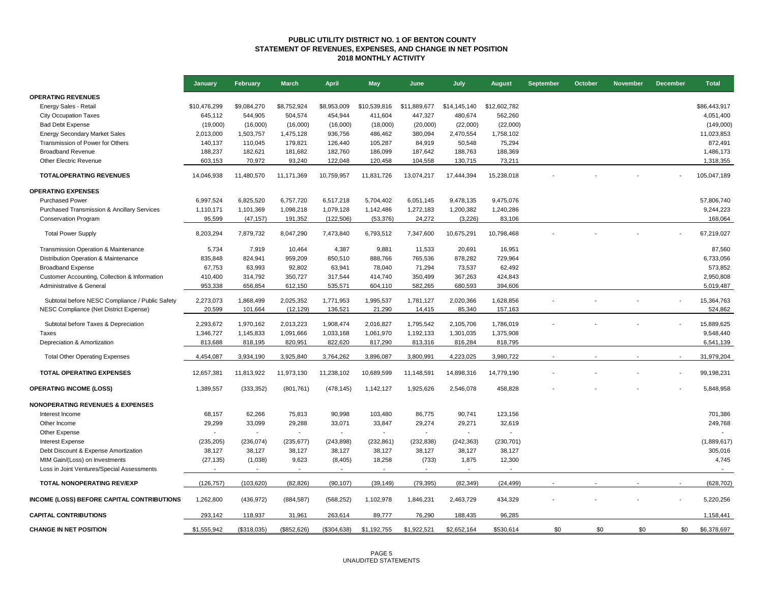# PUBLIC UTILITY DISTRICT NO. 1 OF BENTON COUNTY
## STATEMENT OF REVENUES, EXPENSES, AND CHANGE IN NET POSITION
### 2018 MONTHLY ACTIVITY

| | January | February | March | April | May | June | July | August | September | October | November | December | Total |
|---|---|---|---|---|---|---|---|---|---|---|---|---|---|
| **OPERATING REVENUES** | | | | | | | | | | | | | |
| Energy Sales - Retail | $10,476,299 | $9,084,270 | $8,752,924 | $8,953,009 | $10,539,816 | $11,889,677 | $14,145,140 | $12,602,782 | | | | | $86,443,917 |
| City Occupation Taxes | 645,112 | 544,905 | 504,574 | 454,944 | 411,604 | 447,327 | 480,674 | 562,260 | | | | | 4,051,400 |
| Bad Debt Expense | (19,000) | (16,000) | (16,000) | (16,000) | (18,000) | (20,000) | (22,000) | (22,000) | | | | | (149,000) |
| Energy Secondary Market Sales | 2,013,000 | 1,503,757 | 1,475,128 | 936,756 | 486,462 | 380,094 | 2,470,554 | 1,758,102 | | | | | 11,023,853 |
| Transmission of Power for Others | 140,137 | 110,045 | 179,821 | 126,440 | 105,287 | 84,919 | 50,548 | 75,294 | | | | | 872,491 |
| Broadband Revenue | 188,237 | 182,621 | 181,682 | 182,760 | 186,099 | 187,642 | 188,763 | 188,369 | | | | | 1,486,173 |
| Other Electric Revenue | 603,153 | 70,972 | 93,240 | 122,048 | 120,458 | 104,558 | 130,715 | 73,211 | | | | | 1,318,355 |
| **TOTALOPERATING REVENUES** | 14,046,938 | 11,480,570 | 11,171,369 | 10,759,957 | 11,831,726 | 13,074,217 | 17,444,394 | 15,238,018 | - | - | - | - | 105,047,189 |
| **OPERATING EXPENSES** | | | | | | | | | | | | | |
| Purchased Power | 6,997,524 | 6,825,520 | 6,757,720 | 6,517,218 | 5,704,402 | 6,051,145 | 9,478,135 | 9,475,076 | | | | | 57,806,740 |
| Purchased Transmission & Ancillary Services | 1,110,171 | 1,101,369 | 1,098,218 | 1,079,128 | 1,142,486 | 1,272,183 | 1,200,382 | 1,240,286 | | | | | 9,244,223 |
| Conservation Program | 95,599 | (47,157) | 191,352 | (122,506) | (53,376) | 24,272 | (3,226) | 83,106 | | | | | 168,064 |
| Total Power Supply | 8,203,294 | 7,879,732 | 8,047,290 | 7,473,840 | 6,793,512 | 7,347,600 | 10,675,291 | 10,798,468 | - | - | - | - | 67,219,027 |
| Transmission Operation & Maintenance | 5,734 | 7,919 | 10,464 | 4,387 | 9,881 | 11,533 | 20,691 | 16,951 | | | | | 87,560 |
| Distribution Operation & Maintenance | 835,848 | 824,941 | 959,209 | 850,510 | 888,766 | 765,536 | 878,282 | 729,964 | | | | | 6,733,056 |
| Broadband Expense | 67,753 | 63,993 | 92,802 | 63,941 | 78,040 | 71,294 | 73,537 | 62,492 | | | | | 573,852 |
| Customer Accounting, Collection & Information | 410,400 | 314,792 | 350,727 | 317,544 | 414,740 | 350,499 | 367,263 | 424,843 | | | | | 2,950,808 |
| Administrative & General | 953,338 | 656,854 | 612,150 | 535,571 | 604,110 | 582,265 | 680,593 | 394,606 | | | | | 5,019,487 |
| Subtotal before NESC Compliance / Public Safety | 2,273,073 | 1,868,499 | 2,025,352 | 1,771,953 | 1,995,537 | 1,781,127 | 2,020,366 | 1,628,856 | - | - | - | - | 15,364,763 |
| NESC Compliance (Net District Expense) | 20,599 | 101,664 | (12,129) | 136,521 | 21,290 | 14,415 | 85,340 | 157,163 | | | | | 524,862 |
| Subtotal before Taxes & Depreciation | 2,293,672 | 1,970,162 | 2,013,223 | 1,908,474 | 2,016,827 | 1,795,542 | 2,105,706 | 1,786,019 | - | - | - | - | 15,889,625 |
| Taxes | 1,346,727 | 1,145,833 | 1,091,666 | 1,033,168 | 1,061,970 | 1,192,133 | 1,301,035 | 1,375,908 | | | | | 9,548,440 |
| Depreciation & Amortization | 813,688 | 818,195 | 820,951 | 822,620 | 817,290 | 813,316 | 816,284 | 818,795 | | | | | 6,541,139 |
| Total Other Operating Expenses | 4,454,087 | 3,934,190 | 3,925,840 | 3,764,262 | 3,896,087 | 3,800,991 | 4,223,025 | 3,980,722 | - | - | - | - | 31,979,204 |
| **TOTAL OPERATING EXPENSES** | 12,657,381 | 11,813,922 | 11,973,130 | 11,238,102 | 10,689,599 | 11,148,591 | 14,898,316 | 14,779,190 | - | - | - | - | 99,198,231 |
| **OPERATING INCOME (LOSS)** | 1,389,557 | (333,352) | (801,761) | (478,145) | 1,142,127 | 1,925,626 | 2,546,078 | 458,828 | - | - | - | - | 5,848,958 |
| **NONOPERATING REVENUES & EXPENSES** | | | | | | | | | | | | | |
| Interest Income | 68,157 | 62,266 | 75,813 | 90,998 | 103,480 | 86,775 | 90,741 | 123,156 | | | | | 701,386 |
| Other Income | 29,299 | 33,099 | 29,288 | 33,071 | 33,847 | 29,274 | 29,271 | 32,619 | | | | | 249,768 |
| Other Expense | - | - | - | - | - | - | - | - | | | | | - |
| Interest Expense | (235,205) | (236,074) | (235,677) | (243,898) | (232,861) | (232,838) | (242,363) | (230,701) | | | | | (1,889,617) |
| Debt Discount & Expense Amortization | 38,127 | 38,127 | 38,127 | 38,127 | 38,127 | 38,127 | 38,127 | 38,127 | | | | | 305,016 |
| MtM Gain/(Loss) on Investments | (27,135) | (1,038) | 9,623 | (8,405) | 18,258 | (733) | 1,875 | 12,300 | | | | | 4,745 |
| Loss in Joint Ventures/Special Assessments | - | - | - | - | - | - | - | - | | | | | - |
| **TOTAL NONOPERATING REV/EXP** | (126,757) | (103,620) | (82,826) | (90,107) | (39,149) | (79,395) | (82,349) | (24,499) | - | - | - | - | (628,702) |
| **INCOME (LOSS) BEFORE CAPITAL CONTRIBUTIONS** | 1,262,800 | (436,972) | (884,587) | (568,252) | 1,102,978 | 1,846,231 | 2,463,729 | 434,329 | - | - | - | - | 5,220,256 |
| **CAPITAL CONTRIBUTIONS** | 293,142 | 118,937 | 31,961 | 263,614 | 89,777 | 76,290 | 188,435 | 96,285 | | | | | 1,158,441 |
| **CHANGE IN NET POSITION** | $1,555,942 | ($318,035) | ($852,626) | ($304,638) | $1,192,755 | $1,922,521 | $2,652,164 | $530,614 | $0 | $0 | $0 | $0 | $6,378,697 |

UNAUDITED STATEMENTS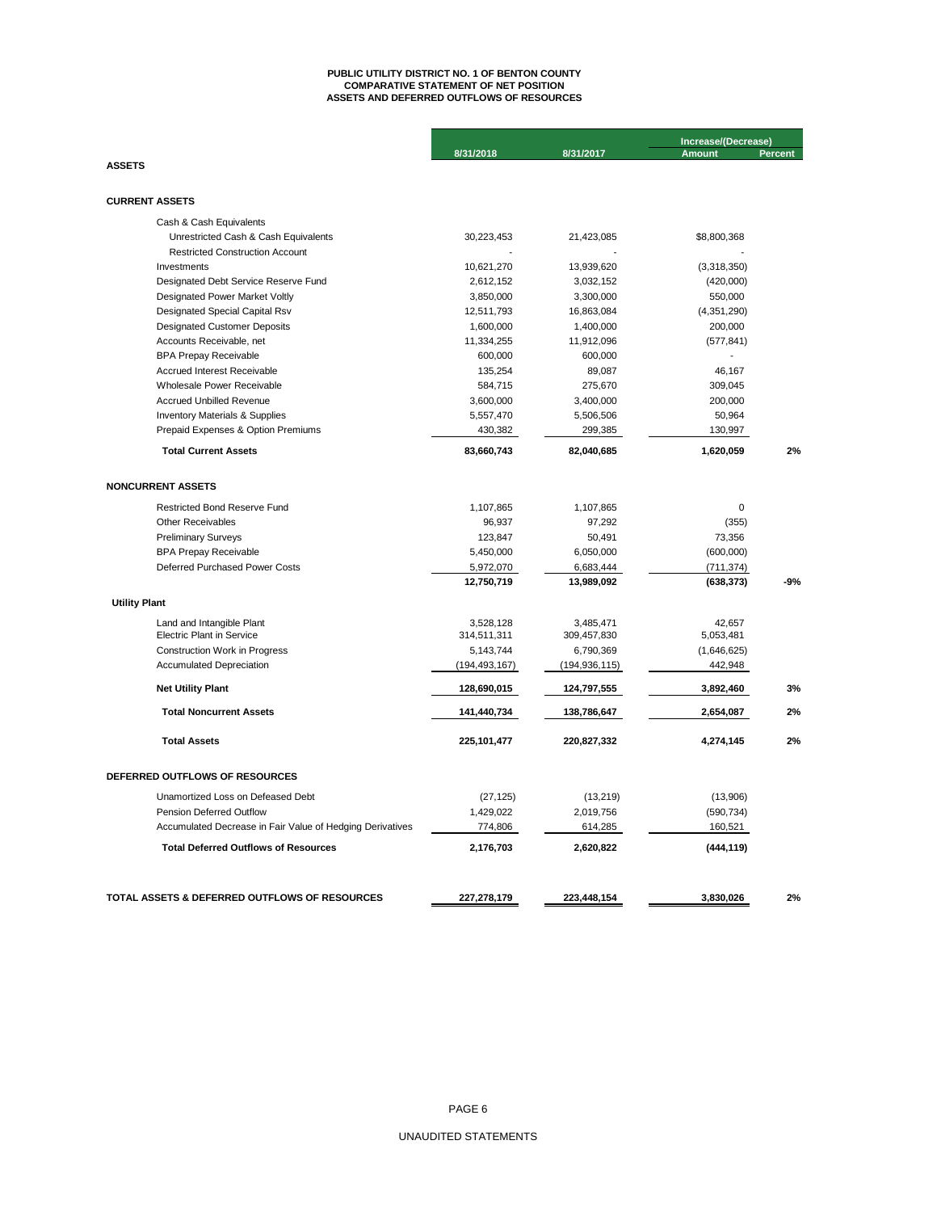# PUBLIC UTILITY DISTRICT NO. 1 OF BENTON COUNTY
## COMPARATIVE STATEMENT OF NET POSITION
## ASSETS AND DEFERRED OUTFLOWS OF RESOURCES

| | 8/31/2018 | 8/31/2017 | Increase/(Decrease) Amount | Percent |
|---|---|---|---|---|
| **ASSETS** | | | | |
| **CURRENT ASSETS** | | | | |
| Cash & Cash Equivalents | | | | |
| Unrestricted Cash & Cash Equivalents | 30,223,453 | 21,423,085 | $8,800,368 | |
| Restricted Construction Account | - | - | - | |
| Investments | 10,621,270 | 13,939,620 | (3,318,350) | |
| Designated Debt Service Reserve Fund | 2,612,152 | 3,032,152 | (420,000) | |
| Designated Power Market Voltly | 3,850,000 | 3,300,000 | 550,000 | |
| Designated Special Capital Rsv | 12,511,793 | 16,863,084 | (4,351,290) | |
| Designated Customer Deposits | 1,600,000 | 1,400,000 | 200,000 | |
| Accounts Receivable, net | 11,334,255 | 11,912,096 | (577,841) | |
| BPA Prepay Receivable | 600,000 | 600,000 | - | |
| Accrued Interest Receivable | 135,254 | 89,087 | 46,167 | |
| Wholesale Power Receivable | 584,715 | 275,670 | 309,045 | |
| Accrued Unbilled Revenue | 3,600,000 | 3,400,000 | 200,000 | |
| Inventory Materials & Supplies | 5,557,470 | 5,506,506 | 50,964 | |
| Prepaid Expenses & Option Premiums | 430,382 | 299,385 | 130,997 | |
| **Total Current Assets** | **83,660,743** | **82,040,685** | **1,620,059** | **2%** |
| **NONCURRENT ASSETS** | | | | |
| Restricted Bond Reserve Fund | 1,107,865 | 1,107,865 | 0 | |
| Other Receivables | 96,937 | 97,292 | (355) | |
| Preliminary Surveys | 123,847 | 50,491 | 73,356 | |
| BPA Prepay Receivable | 5,450,000 | 6,050,000 | (600,000) | |
| Deferred Purchased Power Costs | 5,972,070 | 6,683,444 | (711,374) | |
| | **12,750,719** | **13,989,092** | **(638,373)** | **-9%** |
| **Utility Plant** | | | | |
| Land and Intangible Plant | 3,528,128 | 3,485,471 | 42,657 | |
| Electric Plant in Service | 314,511,311 | 309,457,830 | 5,053,481 | |
| Construction Work in Progress | 5,143,744 | 6,790,369 | (1,646,625) | |
| Accumulated Depreciation | (194,493,167) | (194,936,115) | 442,948 | |
| **Net Utility Plant** | **128,690,015** | **124,797,555** | **3,892,460** | **3%** |
| **Total Noncurrent Assets** | **141,440,734** | **138,786,647** | **2,654,087** | **2%** |
| **Total Assets** | **225,101,477** | **220,827,332** | **4,274,145** | **2%** |
| **DEFERRED OUTFLOWS OF RESOURCES** | | | | |
| Unamortized Loss on Defeased Debt | (27,125) | (13,219) | (13,906) | |
| Pension Deferred Outflow | 1,429,022 | 2,019,756 | (590,734) | |
| Accumulated Decrease in Fair Value of Hedging Derivatives | 774,806 | 614,285 | 160,521 | |
| **Total Deferred Outflows of Resources** | **2,176,703** | **2,620,822** | **(444,119)** | |
| **TOTAL ASSETS & DEFERRED OUTFLOWS OF RESOURCES** | **227,278,179** | **223,448,154** | **3,830,026** | **2%** |

UNAUDITED STATEMENTS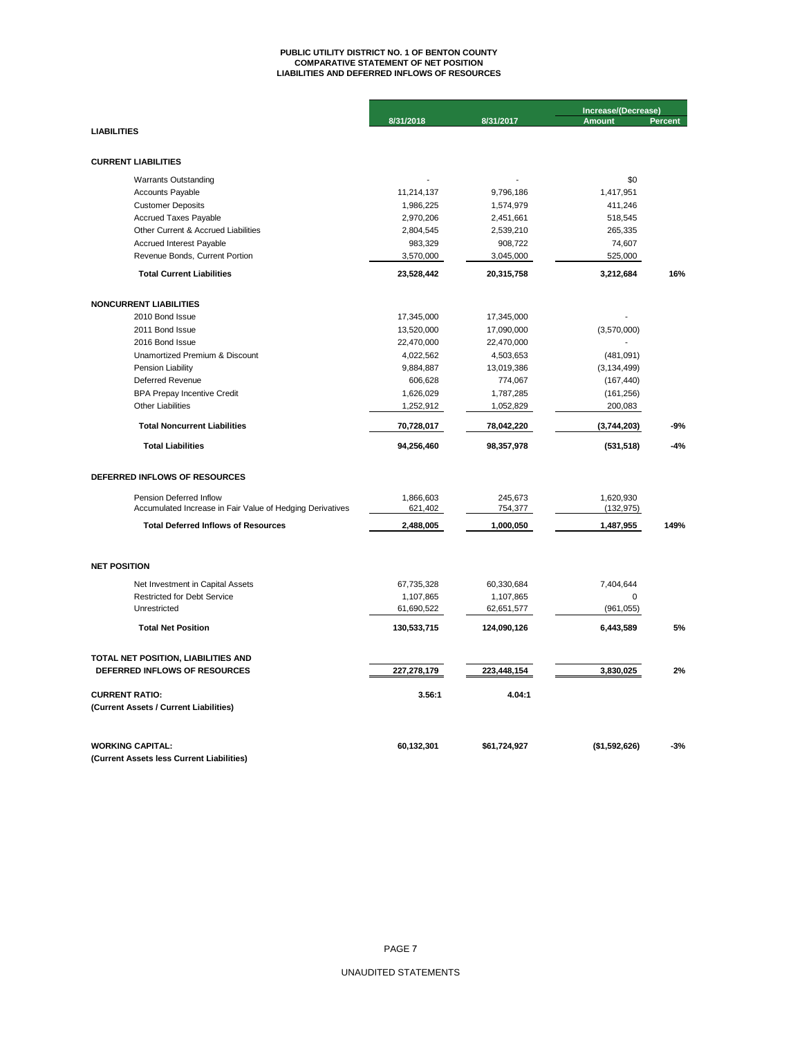# PUBLIC UTILITY DISTRICT NO. 1 OF BENTON COUNTY
## COMPARATIVE STATEMENT OF NET POSITION
## LIABILITIES AND DEFERRED INFLOWS OF RESOURCES

| | 8/31/2018 | 8/31/2017 | Increase/(Decrease) Amount | Percent |
|---|---|---|---|---|
| **LIABILITIES** | | | | |
| **CURRENT LIABILITIES** | | | | |
| Warrants Outstanding | - | - | $0 | |
| Accounts Payable | 11,214,137 | 9,796,186 | 1,417,951 | |
| Customer Deposits | 1,986,225 | 1,574,979 | 411,246 | |
| Accrued Taxes Payable | 2,970,206 | 2,451,661 | 518,545 | |
| Other Current & Accrued Liabilities | 2,804,545 | 2,539,210 | 265,335 | |
| Accrued Interest Payable | 983,329 | 908,722 | 74,607 | |
| Revenue Bonds, Current Portion | 3,570,000 | 3,045,000 | 525,000 | |
| **Total Current Liabilities** | **23,528,442** | **20,315,758** | **3,212,684** | **16%** |
| **NONCURRENT LIABILITIES** | | | | |
| 2010 Bond Issue | 17,345,000 | 17,345,000 | - | |
| 2011 Bond Issue | 13,520,000 | 17,090,000 | (3,570,000) | |
| 2016 Bond Issue | 22,470,000 | 22,470,000 | - | |
| Unamortized Premium & Discount | 4,022,562 | 4,503,653 | (481,091) | |
| Pension Liability | 9,884,887 | 13,019,386 | (3,134,499) | |
| Deferred Revenue | 606,628 | 774,067 | (167,440) | |
| BPA Prepay Incentive Credit | 1,626,029 | 1,787,285 | (161,256) | |
| Other Liabilities | 1,252,912 | 1,052,829 | 200,083 | |
| **Total Noncurrent Liabilities** | **70,728,017** | **78,042,220** | **(3,744,203)** | **-9%** |
| **Total Liabilities** | **94,256,460** | **98,357,978** | **(531,518)** | **-4%** |
| **DEFERRED INFLOWS OF RESOURCES** | | | | |
| Pension Deferred Inflow | 1,866,603 | 245,673 | 1,620,930 | |
| Accumulated Increase in Fair Value of Hedging Derivatives | 621,402 | 754,377 | (132,975) | |
| **Total Deferred Inflows of Resources** | **2,488,005** | **1,000,050** | **1,487,955** | **149%** |
| **NET POSITION** | | | | |
| Net Investment in Capital Assets | 67,735,328 | 60,330,684 | 7,404,644 | |
| Restricted for Debt Service | 1,107,865 | 1,107,865 | 0 | |
| Unrestricted | 61,690,522 | 62,651,577 | (961,055) | |
| **Total Net Position** | **130,533,715** | **124,090,126** | **6,443,589** | **5%** |
| **TOTAL NET POSITION, LIABILITIES AND DEFERRED INFLOWS OF RESOURCES** | **227,278,179** | **223,448,154** | **3,830,025** | **2%** |
| **CURRENT RATIO:** **(Current Assets / Current Liabilities)** | **3.56:1** | **4.04:1** | | |
| **WORKING CAPITAL:** **(Current Assets less Current Liabilities)** | **60,132,301** | **$61,724,927** | **($1,592,626)** | **-3%** |

UNAUDITED STATEMENTS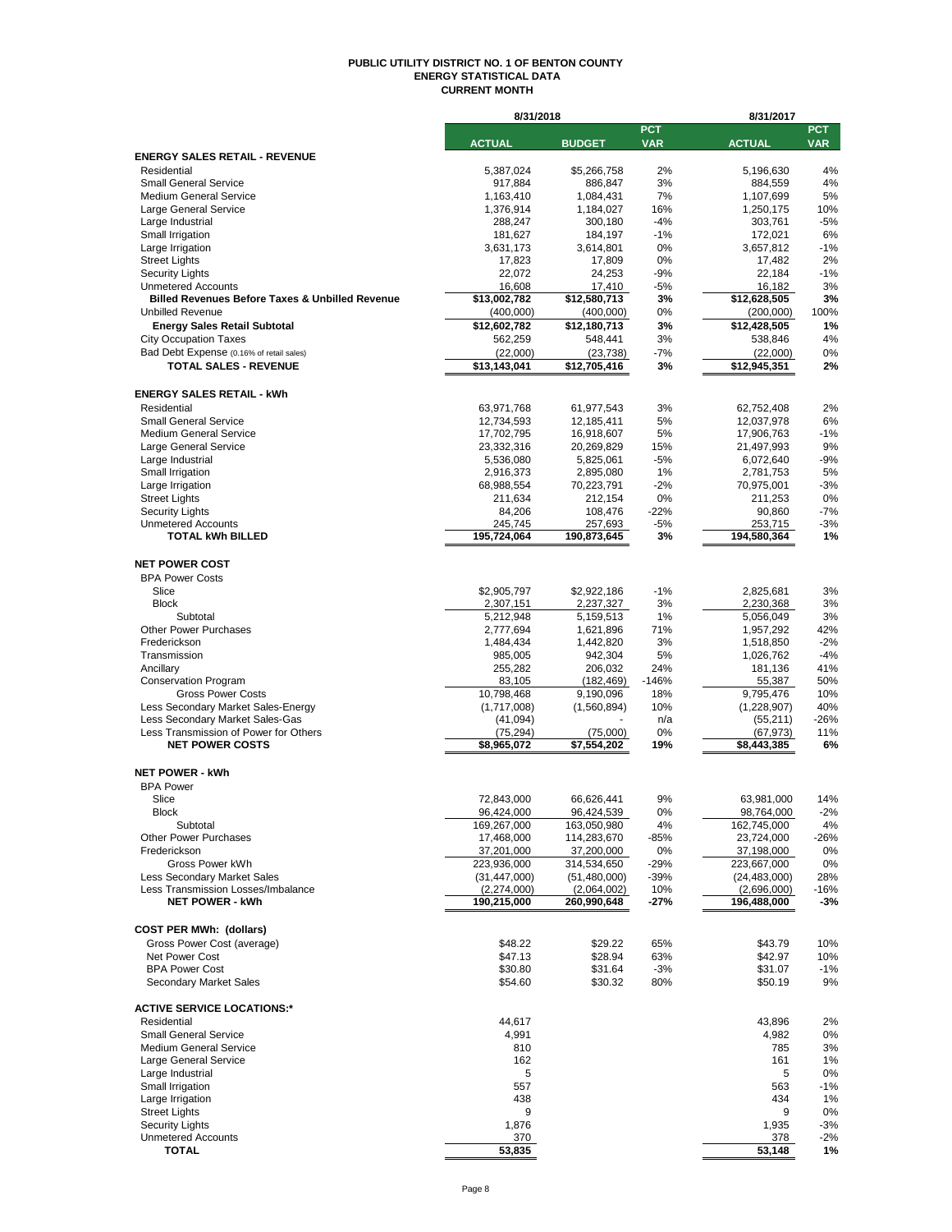# PUBLIC UTILITY DISTRICT NO. 1 OF BENTON COUNTY
## ENERGY STATISTICAL DATA
### CURRENT MONTH

| | 8/31/2018 | | | 8/31/2017 | |
|---|---|---|---|---|---|
| | ACTUAL | BUDGET | PCT VAR | ACTUAL | PCT VAR |
| **ENERGY SALES RETAIL - REVENUE** | | | | | |
| Residential | 5,387,024 | $5,266,758 | 2% | 5,196,630 | 4% |
| Small General Service | 917,884 | 886,847 | 3% | 884,559 | 4% |
| Medium General Service | 1,163,410 | 1,084,431 | 7% | 1,107,699 | 5% |
| Large General Service | 1,376,914 | 1,184,027 | 16% | 1,250,175 | 10% |
| Large Industrial | 288,247 | 300,180 | -4% | 303,761 | -5% |
| Small Irrigation | 181,627 | 184,197 | -1% | 172,021 | 6% |
| Large Irrigation | 3,631,173 | 3,614,801 | 0% | 3,657,812 | -1% |
| Street Lights | 17,823 | 17,809 | 0% | 17,482 | 2% |
| Security Lights | 22,072 | 24,253 | -9% | 22,184 | -1% |
| Unmetered Accounts | 16,608 | 17,410 | -5% | 16,182 | 3% |
| **Billed Revenues Before Taxes & Unbilled Revenue** | **$13,002,782** | **$12,580,713** | **3%** | **$12,628,505** | **3%** |
| Unbilled Revenue | (400,000) | (400,000) | 0% | (200,000) | 100% |
| **Energy Sales Retail Subtotal** | **$12,602,782** | **$12,180,713** | **3%** | **$12,428,505** | **1%** |
| City Occupation Taxes | 562,259 | 548,441 | 3% | 538,846 | 4% |
| Bad Debt Expense (0.16% of retail sales) | (22,000) | (23,738) | -7% | (22,000) | 0% |
| **TOTAL SALES - REVENUE** | **$13,143,041** | **$12,705,416** | **3%** | **$12,945,351** | **2%** |
| **ENERGY SALES RETAIL - kWh** | | | | | |
| Residential | 63,971,768 | 61,977,543 | 3% | 62,752,408 | 2% |
| Small General Service | 12,734,593 | 12,185,411 | 5% | 12,037,978 | 6% |
| Medium General Service | 17,702,795 | 16,918,607 | 5% | 17,906,763 | -1% |
| Large General Service | 23,332,316 | 20,269,829 | 15% | 21,497,993 | 9% |
| Large Industrial | 5,536,080 | 5,825,061 | -5% | 6,072,640 | -9% |
| Small Irrigation | 2,916,373 | 2,895,080 | 1% | 2,781,753 | 5% |
| Large Irrigation | 68,988,554 | 70,223,791 | -2% | 70,975,001 | -3% |
| Street Lights | 211,634 | 212,154 | 0% | 211,253 | 0% |
| Security Lights | 84,206 | 108,476 | -22% | 90,860 | -7% |
| Unmetered Accounts | 245,745 | 257,693 | -5% | 253,715 | -3% |
| **TOTAL kWh BILLED** | **195,724,064** | **190,873,645** | **3%** | **194,580,364** | **1%** |
| **NET POWER COST** | | | | | |
| BPA Power Costs | | | | | |
| Slice | $2,905,797 | $2,922,186 | -1% | 2,825,681 | 3% |
| Block | 2,307,151 | 2,237,327 | 3% | 2,230,368 | 3% |
| Subtotal | 5,212,948 | 5,159,513 | 1% | 5,056,049 | 3% |
| Other Power Purchases | 2,777,694 | 1,621,896 | 71% | 1,957,292 | 42% |
| Frederickson | 1,484,434 | 1,442,820 | 3% | 1,518,850 | -2% |
| Transmission | 985,005 | 942,304 | 5% | 1,026,762 | -4% |
| Ancillary | 255,282 | 206,032 | 24% | 181,136 | 41% |
| Conservation Program | 83,105 | (182,469) | -146% | 55,387 | 50% |
| Gross Power Costs | 10,798,468 | 9,190,096 | 18% | 9,795,476 | 10% |
| Less Secondary Market Sales-Energy | (1,717,008) | (1,560,894) | 10% | (1,228,907) | 40% |
| Less Secondary Market Sales-Gas | (41,094) | - | n/a | (55,211) | -26% |
| Less Transmission of Power for Others | (75,294) | (75,000) | 0% | (67,973) | 11% |
| **NET POWER COSTS** | **$8,965,072** | **$7,554,202** | **19%** | **$8,443,385** | **6%** |
| **NET POWER - kWh** | | | | | |
| BPA Power | | | | | |
| Slice | 72,843,000 | 66,626,441 | 9% | 63,981,000 | 14% |
| Block | 96,424,000 | 96,424,539 | 0% | 98,764,000 | -2% |
| Subtotal | 169,267,000 | 163,050,980 | 4% | 162,745,000 | 4% |
| Other Power Purchases | 17,468,000 | 114,283,670 | -85% | 23,724,000 | -26% |
| Frederickson | 37,201,000 | 37,200,000 | 0% | 37,198,000 | 0% |
| Gross Power kWh | 223,936,000 | 314,534,650 | -29% | 223,667,000 | 0% |
| Less Secondary Market Sales | (31,447,000) | (51,480,000) | -39% | (24,483,000) | 28% |
| Less Transmission Losses/Imbalance | (2,274,000) | (2,064,002) | 10% | (2,696,000) | -16% |
| **NET POWER - kWh** | **190,215,000** | **260,990,648** | **-27%** | **196,488,000** | **-3%** |
| **COST PER MWh: (dollars)** | | | | | |
| Gross Power Cost (average) | $48.22 | $29.22 | 65% | $43.79 | 10% |
| Net Power Cost | $47.13 | $28.94 | 63% | $42.97 | 10% |
| BPA Power Cost | $30.80 | $31.64 | -3% | $31.07 | -1% |
| Secondary Market Sales | $54.60 | $30.32 | 80% | $50.19 | 9% |
| **ACTIVE SERVICE LOCATIONS:*** | | | | | |
| Residential | 44,617 | | | 43,896 | 2% |
| Small General Service | 4,991 | | | 4,982 | 0% |
| Medium General Service | 810 | | | 785 | 3% |
| Large General Service | 162 | | | 161 | 1% |
| Large Industrial | 5 | | | 5 | 0% |
| Small Irrigation | 557 | | | 563 | -1% |
| Large Irrigation | 438 | | | 434 | 1% |
| Street Lights | 9 | | | 9 | 0% |
| Security Lights | 1,876 | | | 1,935 | -3% |
| Unmetered Accounts | 370 | | | 378 | -2% |
| **TOTAL** | **53,835** | | | **53,148** | **1%** |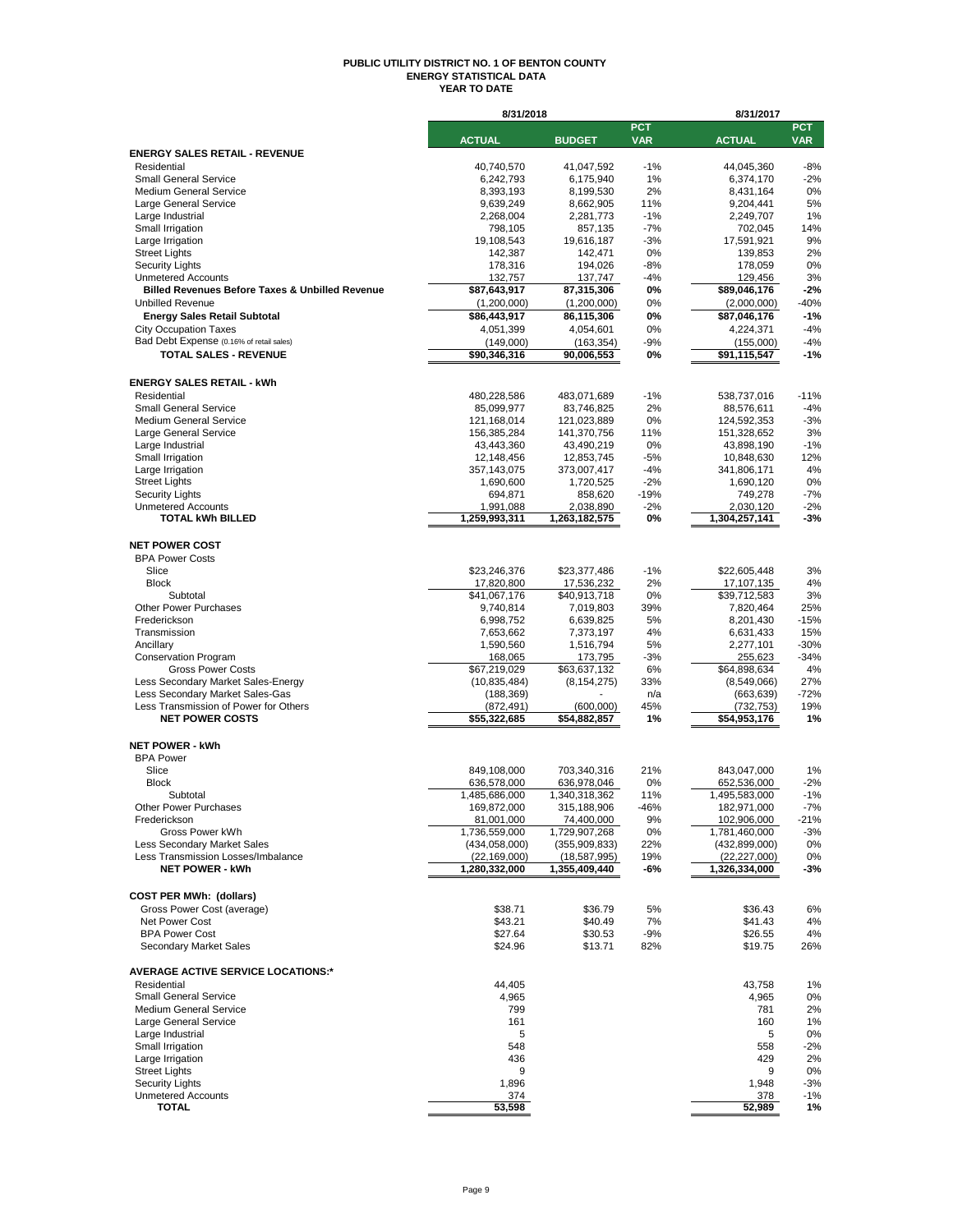# PUBLIC UTILITY DISTRICT NO. 1 OF BENTON COUNTY
## ENERGY STATISTICAL DATA
### YEAR TO DATE

| | 8/31/2018 | | | 8/31/2017 | |
|---|---|---|---|---|---|
| | ACTUAL | BUDGET | PCT VAR | ACTUAL | PCT VAR |
| **ENERGY SALES RETAIL - REVENUE** | | | | | |
| Residential | 40,740,570 | 41,047,592 | -1% | 44,045,360 | -8% |
| Small General Service | 6,242,793 | 6,175,940 | 1% | 6,374,170 | -2% |
| Medium General Service | 8,393,193 | 8,199,530 | 2% | 8,431,164 | 0% |
| Large General Service | 9,639,249 | 8,662,905 | 11% | 9,204,441 | 5% |
| Large Industrial | 2,268,004 | 2,281,773 | -1% | 2,249,707 | 1% |
| Small Irrigation | 798,105 | 857,135 | -7% | 702,045 | 14% |
| Large Irrigation | 19,108,543 | 19,616,187 | -3% | 17,591,921 | 9% |
| Street Lights | 142,387 | 142,471 | 0% | 139,853 | 2% |
| Security Lights | 178,316 | 194,026 | -8% | 178,059 | 0% |
| Unmetered Accounts | 132,757 | 137,747 | -4% | 129,456 | 3% |
| **Billed Revenues Before Taxes & Unbilled Revenue** | **$87,643,917** | **87,315,306** | **0%** | **$89,046,176** | **-2%** |
| Unbilled Revenue | (1,200,000) | (1,200,000) | 0% | (2,000,000) | -40% |
| **Energy Sales Retail Subtotal** | **$86,443,917** | **86,115,306** | **0%** | **$87,046,176** | **-1%** |
| City Occupation Taxes | 4,051,399 | 4,054,601 | 0% | 4,224,371 | -4% |
| Bad Debt Expense (0.16% of retail sales) | (149,000) | (163,354) | -9% | (155,000) | -4% |
| **TOTAL SALES - REVENUE** | **$90,346,316** | **90,006,553** | **0%** | **$91,115,547** | **-1%** |
| | | | | | |
| **ENERGY SALES RETAIL - kWh** | | | | | |
| Residential | 480,228,586 | 483,071,689 | -1% | 538,737,016 | -11% |
| Small General Service | 85,099,977 | 83,746,825 | 2% | 88,576,611 | -4% |
| Medium General Service | 121,168,014 | 121,023,889 | 0% | 124,592,353 | -3% |
| Large General Service | 156,385,284 | 141,370,756 | 11% | 151,328,652 | 3% |
| Large Industrial | 43,443,360 | 43,490,219 | 0% | 43,898,190 | -1% |
| Small Irrigation | 12,148,456 | 12,853,745 | -5% | 10,848,630 | 12% |
| Large Irrigation | 357,143,075 | 373,007,417 | -4% | 341,806,171 | 4% |
| Street Lights | 1,690,600 | 1,720,525 | -2% | 1,690,120 | 0% |
| Security Lights | 694,871 | 858,620 | -19% | 749,278 | -7% |
| Unmetered Accounts | 1,991,088 | 2,038,890 | -2% | 2,030,120 | -2% |
| **TOTAL kWh BILLED** | **1,259,993,311** | **1,263,182,575** | **0%** | **1,304,257,141** | **-3%** |
| | | | | | |
| **NET POWER COST** | | | | | |
| BPA Power Costs | | | | | |
| Slice | $23,246,376 | $23,377,486 | -1% | $22,605,448 | 3% |
| Block | 17,820,800 | 17,536,232 | 2% | 17,107,135 | 4% |
| Subtotal | $41,067,176 | $40,913,718 | 0% | $39,712,583 | 3% |
| Other Power Purchases | 9,740,814 | 7,019,803 | 39% | 7,820,464 | 25% |
| Frederickson | 6,998,752 | 6,639,825 | 5% | 8,201,430 | -15% |
| Transmission | 7,653,662 | 7,373,197 | 4% | 6,631,433 | 15% |
| Ancillary | 1,590,560 | 1,516,794 | 5% | 2,277,101 | -30% |
| Conservation Program | 168,065 | 173,795 | -3% | 255,623 | -34% |
| Gross Power Costs | $67,219,029 | $63,637,132 | 6% | $64,898,634 | 4% |
| Less Secondary Market Sales-Energy | (10,835,484) | (8,154,275) | 33% | (8,549,066) | 27% |
| Less Secondary Market Sales-Gas | (188,369) | - | n/a | (663,639) | -72% |
| Less Transmission of Power for Others | (872,491) | (600,000) | 45% | (732,753) | 19% |
| **NET POWER COSTS** | **$55,322,685** | **$54,882,857** | **1%** | **$54,953,176** | **1%** |
| | | | | | |
| **NET POWER - kWh** | | | | | |
| BPA Power | | | | | |
| Slice | 849,108,000 | 703,340,316 | 21% | 843,047,000 | 1% |
| Block | 636,578,000 | 636,978,046 | 0% | 652,536,000 | -2% |
| Subtotal | 1,485,686,000 | 1,340,318,362 | 11% | 1,495,583,000 | -1% |
| Other Power Purchases | 169,872,000 | 315,188,906 | -46% | 182,971,000 | -7% |
| Frederickson | 81,001,000 | 74,400,000 | 9% | 102,906,000 | -21% |
| Gross Power kWh | 1,736,559,000 | 1,729,907,268 | 0% | 1,781,460,000 | -3% |
| Less Secondary Market Sales | (434,058,000) | (355,909,833) | 22% | (432,899,000) | 0% |
| Less Transmission Losses/Imbalance | (22,169,000) | (18,587,995) | 19% | (22,227,000) | 0% |
| **NET POWER - kWh** | **1,280,332,000** | **1,355,409,440** | **-6%** | **1,326,334,000** | **-3%** |
| | | | | | |
| **COST PER MWh: (dollars)** | | | | | |
| Gross Power Cost (average) | $38.71 | $36.79 | 5% | $36.43 | 6% |
| Net Power Cost | $43.21 | $40.49 | 7% | $41.43 | 4% |
| BPA Power Cost | $27.64 | $30.53 | -9% | $26.55 | 4% |
| Secondary Market Sales | $24.96 | $13.71 | 82% | $19.75 | 26% |
| | | | | | |
| **AVERAGE ACTIVE SERVICE LOCATIONS:*** | | | | | |
| Residential | 44,405 | | | 43,758 | 1% |
| Small General Service | 4,965 | | | 4,965 | 0% |
| Medium General Service | 799 | | | 781 | 2% |
| Large General Service | 161 | | | 160 | 1% |
| Large Industrial | 5 | | | 5 | 0% |
| Small Irrigation | 548 | | | 558 | -2% |
| Large Irrigation | 436 | | | 429 | 2% |
| Street Lights | 9 | | | 9 | 0% |
| Security Lights | 1,896 | | | 1,948 | -3% |
| Unmetered Accounts | 374 | | | 378 | -1% |
| **TOTAL** | **53,598** | | | **52,989** | **1%** |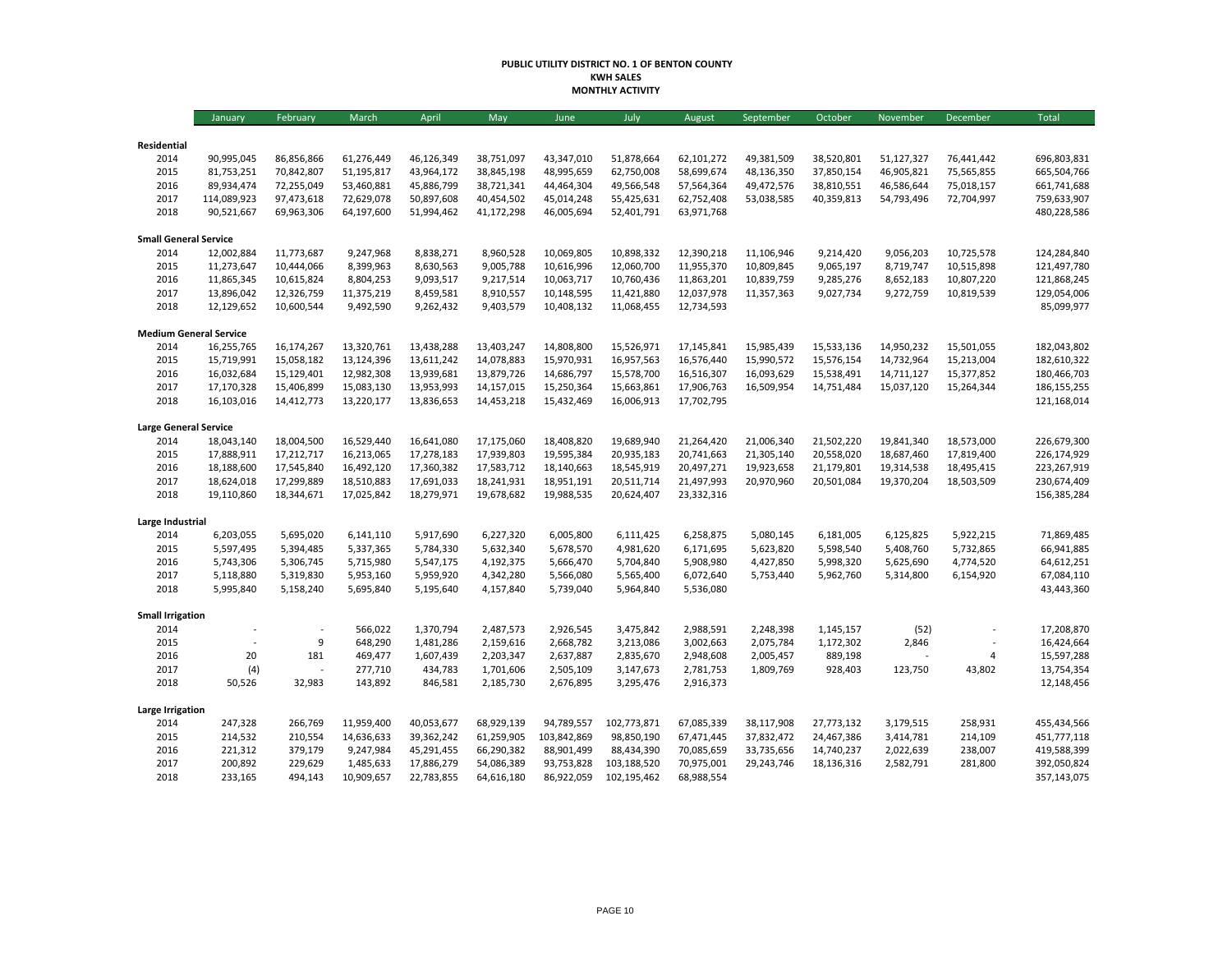**PUBLIC UTILITY DISTRICT NO. 1 OF BENTON COUNTY**
**KWH SALES**
**MONTHLY ACTIVITY**

| | January | February | March | April | May | June | July | August | September | October | November | December | Total |
|---|---|---|---|---|---|---|---|---|---|---|---|---|---|
| **Residential** | | | | | | | | | | | | | |
| 2014 | 90,995,045 | 86,856,866 | 61,276,449 | 46,126,349 | 38,751,097 | 43,347,010 | 51,878,664 | 62,101,272 | 49,381,509 | 38,520,801 | 51,127,327 | 76,441,442 | 696,803,831 |
| 2015 | 81,753,251 | 70,842,807 | 51,195,817 | 43,964,172 | 38,845,198 | 48,995,659 | 62,750,008 | 58,699,674 | 48,136,350 | 37,850,154 | 46,905,821 | 75,565,855 | 665,504,766 |
| 2016 | 89,934,474 | 72,255,049 | 53,460,881 | 45,886,799 | 38,721,341 | 44,464,304 | 49,566,548 | 57,564,364 | 49,472,576 | 38,810,551 | 46,586,644 | 75,018,157 | 661,741,688 |
| 2017 | 114,089,923 | 97,473,618 | 72,629,078 | 50,897,608 | 40,454,502 | 45,014,248 | 55,425,631 | 62,752,408 | 53,038,585 | 40,359,813 | 54,793,496 | 72,704,997 | 759,633,907 |
| 2018 | 90,521,667 | 69,963,306 | 64,197,600 | 51,994,462 | 41,172,298 | 46,005,694 | 52,401,791 | 63,971,768 | | | | | 480,228,586 |
| **Small General Service** | | | | | | | | | | | | | |
| 2014 | 12,002,884 | 11,773,687 | 9,247,968 | 8,838,271 | 8,960,528 | 10,069,805 | 10,898,332 | 12,390,218 | 11,106,946 | 9,214,420 | 9,056,203 | 10,725,578 | 124,284,840 |
| 2015 | 11,273,647 | 10,444,066 | 8,399,963 | 8,630,563 | 9,005,788 | 10,616,996 | 12,060,700 | 11,955,370 | 10,809,845 | 9,065,197 | 8,719,747 | 10,515,898 | 121,497,780 |
| 2016 | 11,865,345 | 10,615,824 | 8,804,253 | 9,093,517 | 9,217,514 | 10,063,717 | 10,760,436 | 11,863,201 | 10,839,759 | 9,285,276 | 8,652,183 | 10,807,220 | 121,868,245 |
| 2017 | 13,896,042 | 12,326,759 | 11,375,219 | 8,459,581 | 8,910,557 | 10,148,595 | 11,421,880 | 12,037,978 | 11,357,363 | 9,027,734 | 9,272,759 | 10,819,539 | 129,054,006 |
| 2018 | 12,129,652 | 10,600,544 | 9,492,590 | 9,262,432 | 9,403,579 | 10,408,132 | 11,068,455 | 12,734,593 | | | | | 85,099,977 |
| **Medium General Service** | | | | | | | | | | | | | |
| 2014 | 16,255,765 | 16,174,267 | 13,320,761 | 13,438,288 | 13,403,247 | 14,808,800 | 15,526,971 | 17,145,841 | 15,985,439 | 15,533,136 | 14,950,232 | 15,501,055 | 182,043,802 |
| 2015 | 15,719,991 | 15,058,182 | 13,124,396 | 13,611,242 | 14,078,883 | 15,970,931 | 16,957,563 | 16,576,440 | 15,990,572 | 15,576,154 | 14,732,964 | 15,213,004 | 182,610,322 |
| 2016 | 16,032,684 | 15,129,401 | 12,982,308 | 13,939,681 | 13,879,726 | 14,686,797 | 15,578,700 | 16,516,307 | 16,093,629 | 15,538,491 | 14,711,127 | 15,377,852 | 180,466,703 |
| 2017 | 17,170,328 | 15,406,899 | 15,083,130 | 13,953,993 | 14,157,015 | 15,250,364 | 15,663,861 | 17,906,763 | 16,509,954 | 14,751,484 | 15,037,120 | 15,264,344 | 186,155,255 |
| 2018 | 16,103,016 | 14,412,773 | 13,220,177 | 13,836,653 | 14,453,218 | 15,432,469 | 16,006,913 | 17,702,795 | | | | | 121,168,014 |
| **Large General Service** | | | | | | | | | | | | | |
| 2014 | 18,043,140 | 18,004,500 | 16,529,440 | 16,641,080 | 17,175,060 | 18,408,820 | 19,689,940 | 21,264,420 | 21,006,340 | 21,502,220 | 19,841,340 | 18,573,000 | 226,679,300 |
| 2015 | 17,888,911 | 17,212,717 | 16,213,065 | 17,278,183 | 17,939,803 | 19,595,384 | 20,935,183 | 20,741,663 | 21,305,140 | 20,558,020 | 18,687,460 | 17,819,400 | 226,174,929 |
| 2016 | 18,188,600 | 17,545,840 | 16,492,120 | 17,360,382 | 17,583,712 | 18,140,663 | 18,545,919 | 20,497,271 | 19,923,658 | 21,179,801 | 19,314,538 | 18,495,415 | 223,267,919 |
| 2017 | 18,624,018 | 17,299,889 | 18,510,883 | 17,691,033 | 18,241,931 | 18,951,191 | 20,511,714 | 21,497,993 | 20,970,960 | 20,501,084 | 19,370,204 | 18,503,509 | 230,674,409 |
| 2018 | 19,110,860 | 18,344,671 | 17,025,842 | 18,279,971 | 19,678,682 | 19,988,535 | 20,624,407 | 23,332,316 | | | | | 156,385,284 |
| **Large Industrial** | | | | | | | | | | | | | |
| 2014 | 6,203,055 | 5,695,020 | 6,141,110 | 5,917,690 | 6,227,320 | 6,005,800 | 6,111,425 | 6,258,875 | 5,080,145 | 6,181,005 | 6,125,825 | 5,922,215 | 71,869,485 |
| 2015 | 5,597,495 | 5,394,485 | 5,337,365 | 5,784,330 | 5,632,340 | 5,678,570 | 4,981,620 | 6,171,695 | 5,623,820 | 5,598,540 | 5,408,760 | 5,732,865 | 66,941,885 |
| 2016 | 5,743,306 | 5,306,745 | 5,715,980 | 5,547,175 | 4,192,375 | 5,666,470 | 5,704,840 | 5,908,980 | 4,427,850 | 5,998,320 | 5,625,690 | 4,774,520 | 64,612,251 |
| 2017 | 5,118,880 | 5,319,830 | 5,953,160 | 5,959,920 | 4,342,280 | 5,566,080 | 5,565,400 | 6,072,640 | 5,753,440 | 5,962,760 | 5,314,800 | 6,154,920 | 67,084,110 |
| 2018 | 5,995,840 | 5,158,240 | 5,695,840 | 5,195,640 | 4,157,840 | 5,739,040 | 5,964,840 | 5,536,080 | | | | | 43,443,360 |
| **Small Irrigation** | | | | | | | | | | | | | |
| 2014 | - | - | 566,022 | 1,370,794 | 2,487,573 | 2,926,545 | 3,475,842 | 2,988,591 | 2,248,398 | 1,145,157 | (52) | - | 17,208,870 |
| 2015 | - | 9 | 648,290 | 1,481,286 | 2,159,616 | 2,668,782 | 3,213,086 | 3,002,663 | 2,075,784 | 1,172,302 | 2,846 | - | 16,424,664 |
| 2016 | 20 | 181 | 469,477 | 1,607,439 | 2,203,347 | 2,637,887 | 2,835,670 | 2,948,608 | 2,005,457 | 889,198 | - | 4 | 15,597,288 |
| 2017 | (4) | - | 277,710 | 434,783 | 1,701,606 | 2,505,109 | 3,147,673 | 2,781,753 | 1,809,769 | 928,403 | 123,750 | 43,802 | 13,754,354 |
| 2018 | 50,526 | 32,983 | 143,892 | 846,581 | 2,185,730 | 2,676,895 | 3,295,476 | 2,916,373 | | | | | 12,148,456 |
| **Large Irrigation** | | | | | | | | | | | | | |
| 2014 | 247,328 | 266,769 | 11,959,400 | 40,053,677 | 68,929,139 | 94,789,557 | 102,773,871 | 67,085,339 | 38,117,908 | 27,773,132 | 3,179,515 | 258,931 | 455,434,566 |
| 2015 | 214,532 | 210,554 | 14,636,633 | 39,362,242 | 61,259,905 | 103,842,869 | 98,850,190 | 67,471,445 | 37,832,472 | 24,467,386 | 3,414,781 | 214,109 | 451,777,118 |
| 2016 | 221,312 | 379,179 | 9,247,984 | 45,291,455 | 66,290,382 | 88,901,499 | 88,434,390 | 70,085,659 | 33,735,656 | 14,740,237 | 2,022,639 | 238,007 | 419,588,399 |
| 2017 | 200,892 | 229,629 | 1,485,633 | 17,886,279 | 54,086,389 | 93,753,828 | 103,188,520 | 70,975,001 | 29,243,746 | 18,136,316 | 2,582,791 | 281,800 | 392,050,824 |
| 2018 | 233,165 | 494,143 | 10,909,657 | 22,783,855 | 64,616,180 | 86,922,059 | 102,195,462 | 68,988,554 | | | | | 357,143,075 |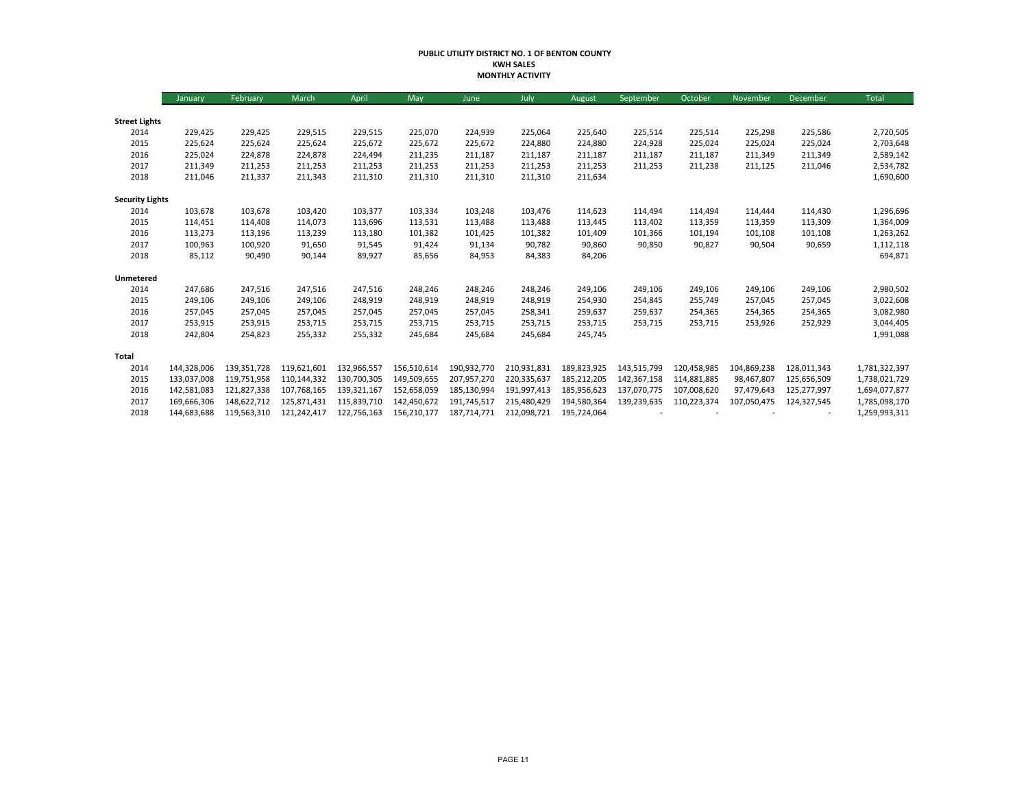**PUBLIC UTILITY DISTRICT NO. 1 OF BENTON COUNTY**
**KWH SALES**
**MONTHLY ACTIVITY**

| | January | February | March | April | May | June | July | August | September | October | November | December | Total |
|---|---|---|---|---|---|---|---|---|---|---|---|---|---|
| **Street Lights** | | | | | | | | | | | | | |
| 2014 | 229,425 | 229,425 | 229,515 | 229,515 | 225,070 | 224,939 | 225,064 | 225,640 | 225,514 | 225,514 | 225,298 | 225,586 | 2,720,505 |
| 2015 | 225,624 | 225,624 | 225,624 | 225,672 | 225,672 | 225,672 | 224,880 | 224,880 | 224,928 | 225,024 | 225,024 | 225,024 | 2,703,648 |
| 2016 | 225,024 | 224,878 | 224,878 | 224,494 | 211,235 | 211,187 | 211,187 | 211,187 | 211,187 | 211,187 | 211,349 | 211,349 | 2,589,142 |
| 2017 | 211,349 | 211,253 | 211,253 | 211,253 | 211,253 | 211,253 | 211,253 | 211,253 | 211,253 | 211,238 | 211,125 | 211,046 | 2,534,782 |
| 2018 | 211,046 | 211,337 | 211,343 | 211,310 | 211,310 | 211,310 | 211,310 | 211,634 | | | | | 1,690,600 |
| **Security Lights** | | | | | | | | | | | | | |
| 2014 | 103,678 | 103,678 | 103,420 | 103,377 | 103,334 | 103,248 | 103,476 | 114,623 | 114,494 | 114,494 | 114,444 | 114,430 | 1,296,696 |
| 2015 | 114,451 | 114,408 | 114,073 | 113,696 | 113,531 | 113,488 | 113,488 | 113,445 | 113,402 | 113,359 | 113,359 | 113,309 | 1,364,009 |
| 2016 | 113,273 | 113,196 | 113,239 | 113,180 | 101,382 | 101,425 | 101,382 | 101,409 | 101,366 | 101,194 | 101,108 | 101,108 | 1,263,262 |
| 2017 | 100,963 | 100,920 | 91,650 | 91,545 | 91,424 | 91,134 | 90,782 | 90,860 | 90,850 | 90,827 | 90,504 | 90,659 | 1,112,118 |
| 2018 | 85,112 | 90,490 | 90,144 | 89,927 | 85,656 | 84,953 | 84,383 | 84,206 | | | | | 694,871 |
| **Unmetered** | | | | | | | | | | | | | |
| 2014 | 247,686 | 247,516 | 247,516 | 247,516 | 248,246 | 248,246 | 248,246 | 249,106 | 249,106 | 249,106 | 249,106 | 249,106 | 2,980,502 |
| 2015 | 249,106 | 249,106 | 249,106 | 248,919 | 248,919 | 248,919 | 248,919 | 254,930 | 254,845 | 255,749 | 257,045 | 257,045 | 3,022,608 |
| 2016 | 257,045 | 257,045 | 257,045 | 257,045 | 257,045 | 257,045 | 258,341 | 259,637 | 259,637 | 254,365 | 254,365 | 254,365 | 3,082,980 |
| 2017 | 253,915 | 253,915 | 253,715 | 253,715 | 253,715 | 253,715 | 253,715 | 253,715 | 253,715 | 253,715 | 253,926 | 252,929 | 3,044,405 |
| 2018 | 242,804 | 254,823 | 255,332 | 255,332 | 245,684 | 245,684 | 245,684 | 245,745 | | | | | 1,991,088 |
| **Total** | | | | | | | | | | | | | |
| 2014 | 144,328,006 | 139,351,728 | 119,621,601 | 132,966,557 | 156,510,614 | 190,932,770 | 210,931,831 | 189,823,925 | 143,515,799 | 120,458,985 | 104,869,238 | 128,011,343 | 1,781,322,397 |
| 2015 | 133,037,008 | 119,751,958 | 110,144,332 | 130,700,305 | 149,509,655 | 207,957,270 | 220,335,637 | 185,212,205 | 142,367,158 | 114,881,885 | 98,467,807 | 125,656,509 | 1,738,021,729 |
| 2016 | 142,581,083 | 121,827,338 | 107,768,165 | 139,321,167 | 152,658,059 | 185,130,994 | 191,997,413 | 185,956,623 | 137,070,775 | 107,008,620 | 97,479,643 | 125,277,997 | 1,694,077,877 |
| 2017 | 169,666,306 | 148,622,712 | 125,871,431 | 115,839,710 | 142,450,672 | 191,745,517 | 215,480,429 | 194,580,364 | 139,239,635 | 110,223,374 | 107,050,475 | 124,327,545 | 1,785,098,170 |
| 2018 | 144,683,688 | 119,563,310 | 121,242,417 | 122,756,163 | 156,210,177 | 187,714,771 | 212,098,721 | 195,724,064 | - | - | - | - | 1,259,993,311 |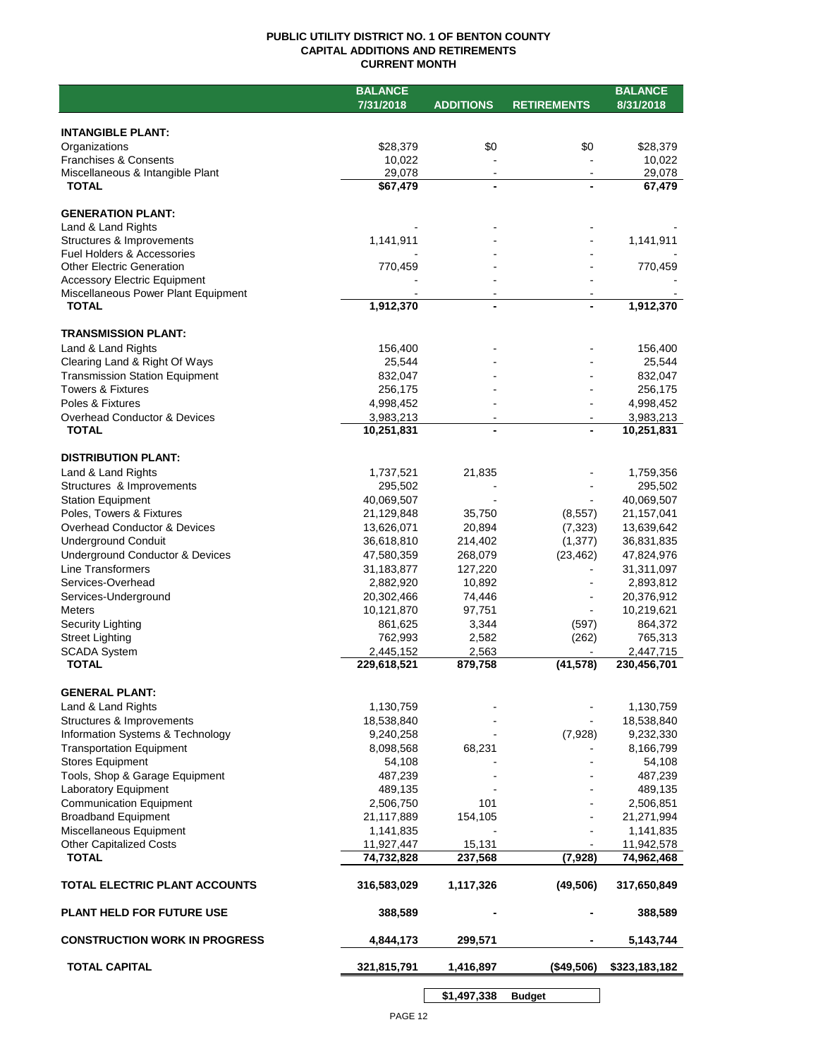**PUBLIC UTILITY DISTRICT NO. 1 OF BENTON COUNTY**
**CAPITAL ADDITIONS AND RETIREMENTS**
**CURRENT MONTH**

| | BALANCE 7/31/2018 | ADDITIONS | RETIREMENTS | BALANCE 8/31/2018 |
|---|---|---|---|---|
| **INTANGIBLE PLANT:** | | | | |
| Organizations | $28,379 | $0 | $0 | $28,379 |
| Franchises & Consents | 10,022 | - | - | 10,022 |
| Miscellaneous & Intangible Plant | 29,078 | - | - | 29,078 |
| **TOTAL** | **$67,479** | **-** | **-** | **67,479** |
| **GENERATION PLANT:** | | | | |
| Land & Land Rights | - | - | - | - |
| Structures & Improvements | 1,141,911 | - | - | 1,141,911 |
| Fuel Holders & Accessories | - | - | - | - |
| Other Electric Generation | 770,459 | - | - | 770,459 |
| Accessory Electric Equipment | - | - | - | - |
| Miscellaneous Power Plant Equipment | - | - | - | - |
| **TOTAL** | **1,912,370** | **-** | **-** | **1,912,370** |
| **TRANSMISSION PLANT:** | | | | |
| Land & Land Rights | 156,400 | - | - | 156,400 |
| Clearing Land & Right Of Ways | 25,544 | - | - | 25,544 |
| Transmission Station Equipment | 832,047 | - | - | 832,047 |
| Towers & Fixtures | 256,175 | - | - | 256,175 |
| Poles & Fixtures | 4,998,452 | - | - | 4,998,452 |
| Overhead Conductor & Devices | 3,983,213 | - | - | 3,983,213 |
| **TOTAL** | **10,251,831** | **-** | **-** | **10,251,831** |
| **DISTRIBUTION PLANT:** | | | | |
| Land & Land Rights | 1,737,521 | 21,835 | - | 1,759,356 |
| Structures & Improvements | 295,502 | - | - | 295,502 |
| Station Equipment | 40,069,507 | - | - | 40,069,507 |
| Poles, Towers & Fixtures | 21,129,848 | 35,750 | (8,557) | 21,157,041 |
| Overhead Conductor & Devices | 13,626,071 | 20,894 | (7,323) | 13,639,642 |
| Underground Conduit | 36,618,810 | 214,402 | (1,377) | 36,831,835 |
| Underground Conductor & Devices | 47,580,359 | 268,079 | (23,462) | 47,824,976 |
| Line Transformers | 31,183,877 | 127,220 | - | 31,311,097 |
| Services-Overhead | 2,882,920 | 10,892 | - | 2,893,812 |
| Services-Underground | 20,302,466 | 74,446 | - | 20,376,912 |
| Meters | 10,121,870 | 97,751 | - | 10,219,621 |
| Security Lighting | 861,625 | 3,344 | (597) | 864,372 |
| Street Lighting | 762,993 | 2,582 | (262) | 765,313 |
| SCADA System | 2,445,152 | 2,563 | - | 2,447,715 |
| **TOTAL** | **229,618,521** | **879,758** | **(41,578)** | **230,456,701** |
| **GENERAL PLANT:** | | | | |
| Land & Land Rights | 1,130,759 | - | - | 1,130,759 |
| Structures & Improvements | 18,538,840 | - | - | 18,538,840 |
| Information Systems & Technology | 9,240,258 | - | (7,928) | 9,232,330 |
| Transportation Equipment | 8,098,568 | 68,231 | - | 8,166,799 |
| Stores Equipment | 54,108 | - | - | 54,108 |
| Tools, Shop & Garage Equipment | 487,239 | - | - | 487,239 |
| Laboratory Equipment | 489,135 | - | - | 489,135 |
| Communication Equipment | 2,506,750 | 101 | - | 2,506,851 |
| Broadband Equipment | 21,117,889 | 154,105 | - | 21,271,994 |
| Miscellaneous Equipment | 1,141,835 | - | - | 1,141,835 |
| Other Capitalized Costs | 11,927,447 | 15,131 | - | 11,942,578 |
| **TOTAL** | **74,732,828** | **237,568** | **(7,928)** | **74,962,468** |
| **TOTAL ELECTRIC PLANT ACCOUNTS** | **316,583,029** | **1,117,326** | **(49,506)** | **317,650,849** |
| **PLANT HELD FOR FUTURE USE** | **388,589** | **-** | **-** | **388,589** |
| **CONSTRUCTION WORK IN PROGRESS** | **4,844,173** | **299,571** | **-** | **5,143,744** |
| **TOTAL CAPITAL** | **321,815,791** | **1,416,897** | **($49,506)** | **$323,183,182** |
| | | **$1,497,338** | **Budget** | |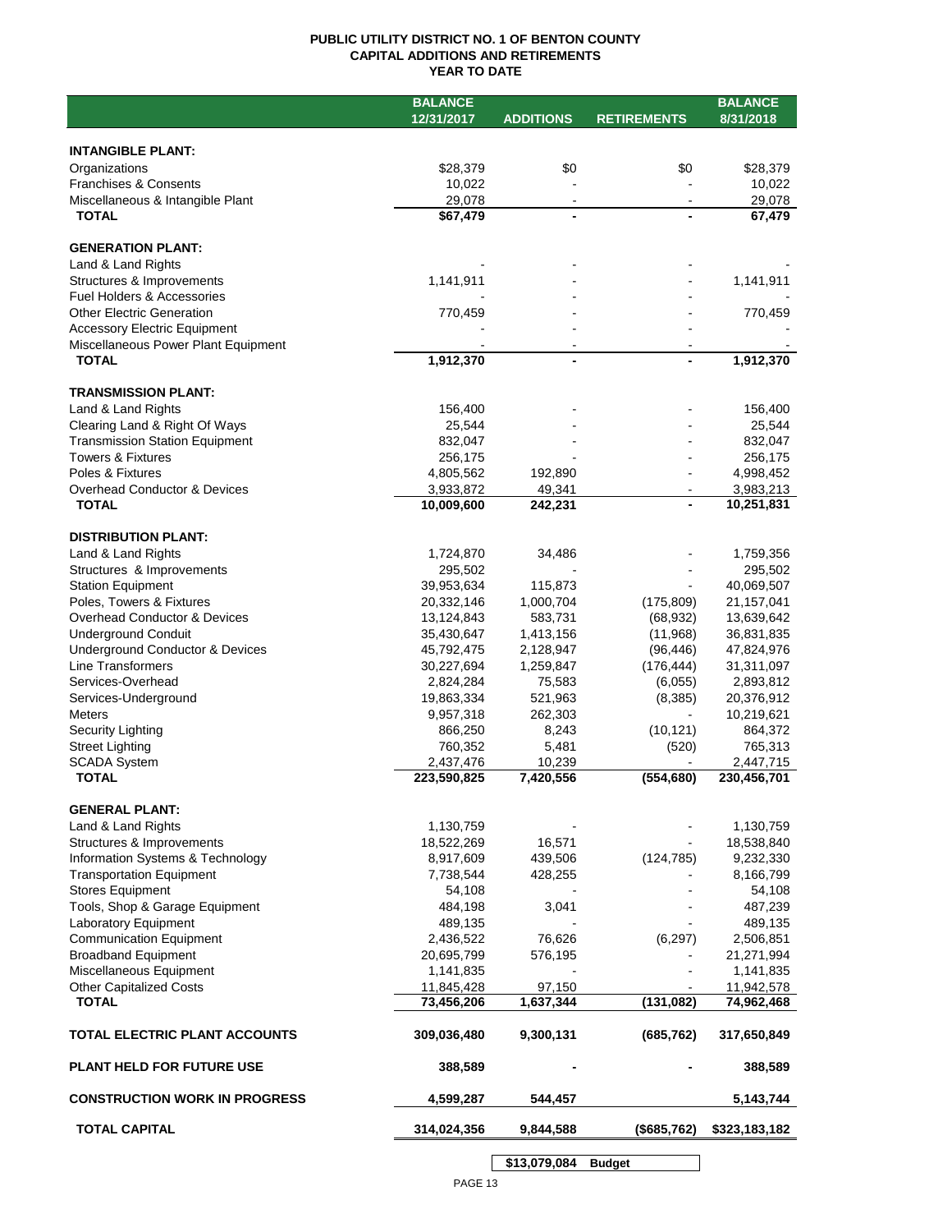# PUBLIC UTILITY DISTRICT NO. 1 OF BENTON COUNTY
## CAPITAL ADDITIONS AND RETIREMENTS
## YEAR TO DATE

| | BALANCE 12/31/2017 | ADDITIONS | RETIREMENTS | BALANCE 8/31/2018 |
|---|---|---|---|---|
| **INTANGIBLE PLANT:** | | | | |
| Organizations | $28,379 | $0 | $0 | $28,379 |
| Franchises & Consents | 10,022 | - | - | 10,022 |
| Miscellaneous & Intangible Plant | 29,078 | - | - | 29,078 |
| **TOTAL** | **$67,479** | **-** | **-** | **67,479** |
| **GENERATION PLANT:** | | | | |
| Land & Land Rights | - | - | - | - |
| Structures & Improvements | 1,141,911 | - | - | 1,141,911 |
| Fuel Holders & Accessories | - | - | - | - |
| Other Electric Generation | 770,459 | - | - | 770,459 |
| Accessory Electric Equipment | - | - | - | - |
| Miscellaneous Power Plant Equipment | - | - | - | - |
| **TOTAL** | **1,912,370** | **-** | **-** | **1,912,370** |
| **TRANSMISSION PLANT:** | | | | |
| Land & Land Rights | 156,400 | - | - | 156,400 |
| Clearing Land & Right Of Ways | 25,544 | - | - | 25,544 |
| Transmission Station Equipment | 832,047 | - | - | 832,047 |
| Towers & Fixtures | 256,175 | - | - | 256,175 |
| Poles & Fixtures | 4,805,562 | 192,890 | - | 4,998,452 |
| Overhead Conductor & Devices | 3,933,872 | 49,341 | - | 3,983,213 |
| **TOTAL** | **10,009,600** | **242,231** | **-** | **10,251,831** |
| **DISTRIBUTION PLANT:** | | | | |
| Land & Land Rights | 1,724,870 | 34,486 | - | 1,759,356 |
| Structures & Improvements | 295,502 | - | - | 295,502 |
| Station Equipment | 39,953,634 | 115,873 | - | 40,069,507 |
| Poles, Towers & Fixtures | 20,332,146 | 1,000,704 | (175,809) | 21,157,041 |
| Overhead Conductor & Devices | 13,124,843 | 583,731 | (68,932) | 13,639,642 |
| Underground Conduit | 35,430,647 | 1,413,156 | (11,968) | 36,831,835 |
| Underground Conductor & Devices | 45,792,475 | 2,128,947 | (96,446) | 47,824,976 |
| Line Transformers | 30,227,694 | 1,259,847 | (176,444) | 31,311,097 |
| Services-Overhead | 2,824,284 | 75,583 | (6,055) | 2,893,812 |
| Services-Underground | 19,863,334 | 521,963 | (8,385) | 20,376,912 |
| Meters | 9,957,318 | 262,303 | - | 10,219,621 |
| Security Lighting | 866,250 | 8,243 | (10,121) | 864,372 |
| Street Lighting | 760,352 | 5,481 | (520) | 765,313 |
| SCADA System | 2,437,476 | 10,239 | - | 2,447,715 |
| **TOTAL** | **223,590,825** | **7,420,556** | **(554,680)** | **230,456,701** |
| **GENERAL PLANT:** | | | | |
| Land & Land Rights | 1,130,759 | - | - | 1,130,759 |
| Structures & Improvements | 18,522,269 | 16,571 | - | 18,538,840 |
| Information Systems & Technology | 8,917,609 | 439,506 | (124,785) | 9,232,330 |
| Transportation Equipment | 7,738,544 | 428,255 | - | 8,166,799 |
| Stores Equipment | 54,108 | - | - | 54,108 |
| Tools, Shop & Garage Equipment | 484,198 | 3,041 | - | 487,239 |
| Laboratory Equipment | 489,135 | - | - | 489,135 |
| Communication Equipment | 2,436,522 | 76,626 | (6,297) | 2,506,851 |
| Broadband Equipment | 20,695,799 | 576,195 | - | 21,271,994 |
| Miscellaneous Equipment | 1,141,835 | - | - | 1,141,835 |
| Other Capitalized Costs | 11,845,428 | 97,150 | - | 11,942,578 |
| **TOTAL** | **73,456,206** | **1,637,344** | **(131,082)** | **74,962,468** |
| **TOTAL ELECTRIC PLANT ACCOUNTS** | **309,036,480** | **9,300,131** | **(685,762)** | **317,650,849** |
| **PLANT HELD FOR FUTURE USE** | **388,589** | **-** | **-** | **388,589** |
| **CONSTRUCTION WORK IN PROGRESS** | **4,599,287** | **544,457** | | **5,143,744** |
| **TOTAL CAPITAL** | **314,024,356** | **9,844,588** | **($685,762)** | **$323,183,182** |
| | | **$13,079,084** | **Budget** | |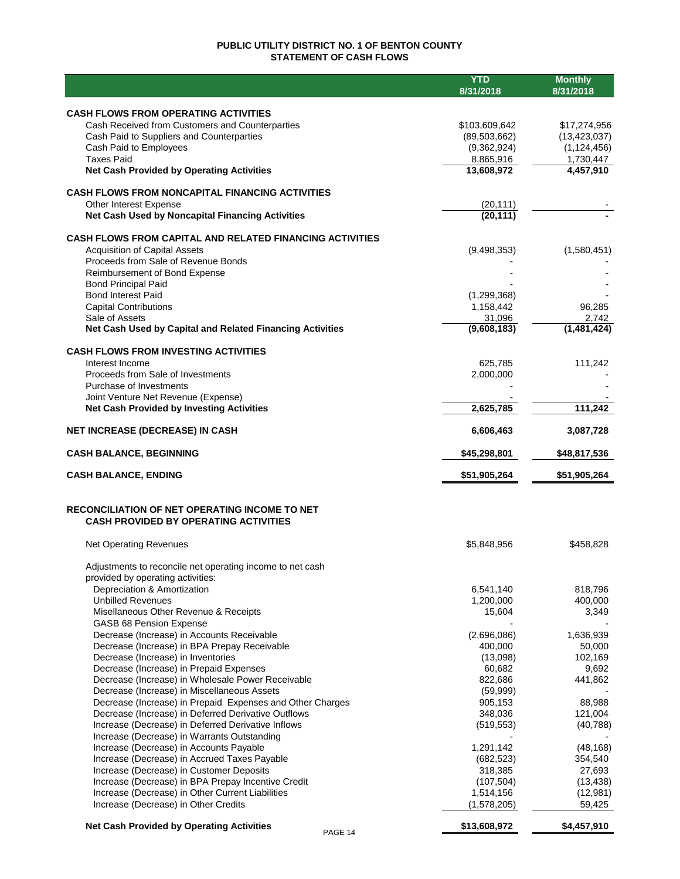# PUBLIC UTILITY DISTRICT NO. 1 OF BENTON COUNTY
## STATEMENT OF CASH FLOWS

| | YTD 8/31/2018 | Monthly 8/31/2018 |
|---|---|---|
| **CASH FLOWS FROM OPERATING ACTIVITIES** | | |
| Cash Received from Customers and Counterparties | $103,609,642 | $17,274,956 |
| Cash Paid to Suppliers and Counterparties | (89,503,662) | (13,423,037) |
| Cash Paid to Employees | (9,362,924) | (1,124,456) |
| Taxes Paid | 8,865,916 | 1,730,447 |
| **Net Cash Provided by Operating Activities** | **13,608,972** | **4,457,910** |
| **CASH FLOWS FROM NONCAPITAL FINANCING ACTIVITIES** | | |
| Other Interest Expense | (20,111) | - |
| **Net Cash Used by Noncapital Financing Activities** | **(20,111)** | **-** |
| **CASH FLOWS FROM CAPITAL AND RELATED FINANCING ACTIVITIES** | | |
| Acquisition of Capital Assets | (9,498,353) | (1,580,451) |
| Proceeds from Sale of Revenue Bonds | - | - |
| Reimbursement of Bond Expense | - | - |
| Bond Principal Paid | - | - |
| Bond Interest Paid | (1,299,368) | - |
| Capital Contributions | 1,158,442 | 96,285 |
| Sale of Assets | 31,096 | 2,742 |
| **Net Cash Used by Capital and Related Financing Activities** | **(9,608,183)** | **(1,481,424)** |
| **CASH FLOWS FROM INVESTING ACTIVITIES** | | |
| Interest Income | 625,785 | 111,242 |
| Proceeds from Sale of Investments | 2,000,000 | - |
| Purchase of Investments | - | - |
| Joint Venture Net Revenue (Expense) | - | - |
| **Net Cash Provided by Investing Activities** | **2,625,785** | **111,242** |
| **NET INCREASE (DECREASE) IN CASH** | **6,606,463** | **3,087,728** |
| **CASH BALANCE, BEGINNING** | **$45,298,801** | **$48,817,536** |
| **CASH BALANCE, ENDING** | **$51,905,264** | **$51,905,264** |

## RECONCILIATION OF NET OPERATING INCOME TO NET CASH PROVIDED BY OPERATING ACTIVITIES

| | YTD 8/31/2018 | Monthly 8/31/2018 |
|---|---|---|
| Net Operating Revenues | $5,848,956 | $458,828 |
| Adjustments to reconcile net operating income to net cash provided by operating activities: | | |
| Depreciation & Amortization | 6,541,140 | 818,796 |
| Unbilled Revenues | 1,200,000 | 400,000 |
| Misellaneous Other Revenue & Receipts | 15,604 | 3,349 |
| GASB 68 Pension Expense | - | - |
| Decrease (Increase) in Accounts Receivable | (2,696,086) | 1,636,939 |
| Decrease (Increase) in BPA Prepay Receivable | 400,000 | 50,000 |
| Decrease (Increase) in Inventories | (13,098) | 102,169 |
| Decrease (Increase) in Prepaid Expenses | 60,682 | 9,692 |
| Decrease (Increase) in Wholesale Power Receivable | 822,686 | 441,862 |
| Decrease (Increase) in Miscellaneous Assets | (59,999) | - |
| Decrease (Increase) in Prepaid Expenses and Other Charges | 905,153 | 88,988 |
| Decrease (Increase) in Deferred Derivative Outflows | 348,036 | 121,004 |
| Increase (Decrease) in Deferred Derivative Inflows | (519,553) | (40,788) |
| Increase (Decrease) in Warrants Outstanding | - | - |
| Increase (Decrease) in Accounts Payable | 1,291,142 | (48,168) |
| Increase (Decrease) in Accrued Taxes Payable | (682,523) | 354,540 |
| Increase (Decrease) in Customer Deposits | 318,385 | 27,693 |
| Increase (Decrease) in BPA Prepay Incentive Credit | (107,504) | (13,438) |
| Increase (Decrease) in Other Current Liabilities | 1,514,156 | (12,981) |
| Increase (Decrease) in Other Credits | (1,578,205) | 59,425 |
| **Net Cash Provided by Operating Activities** | **$13,608,972** | **$4,457,910** |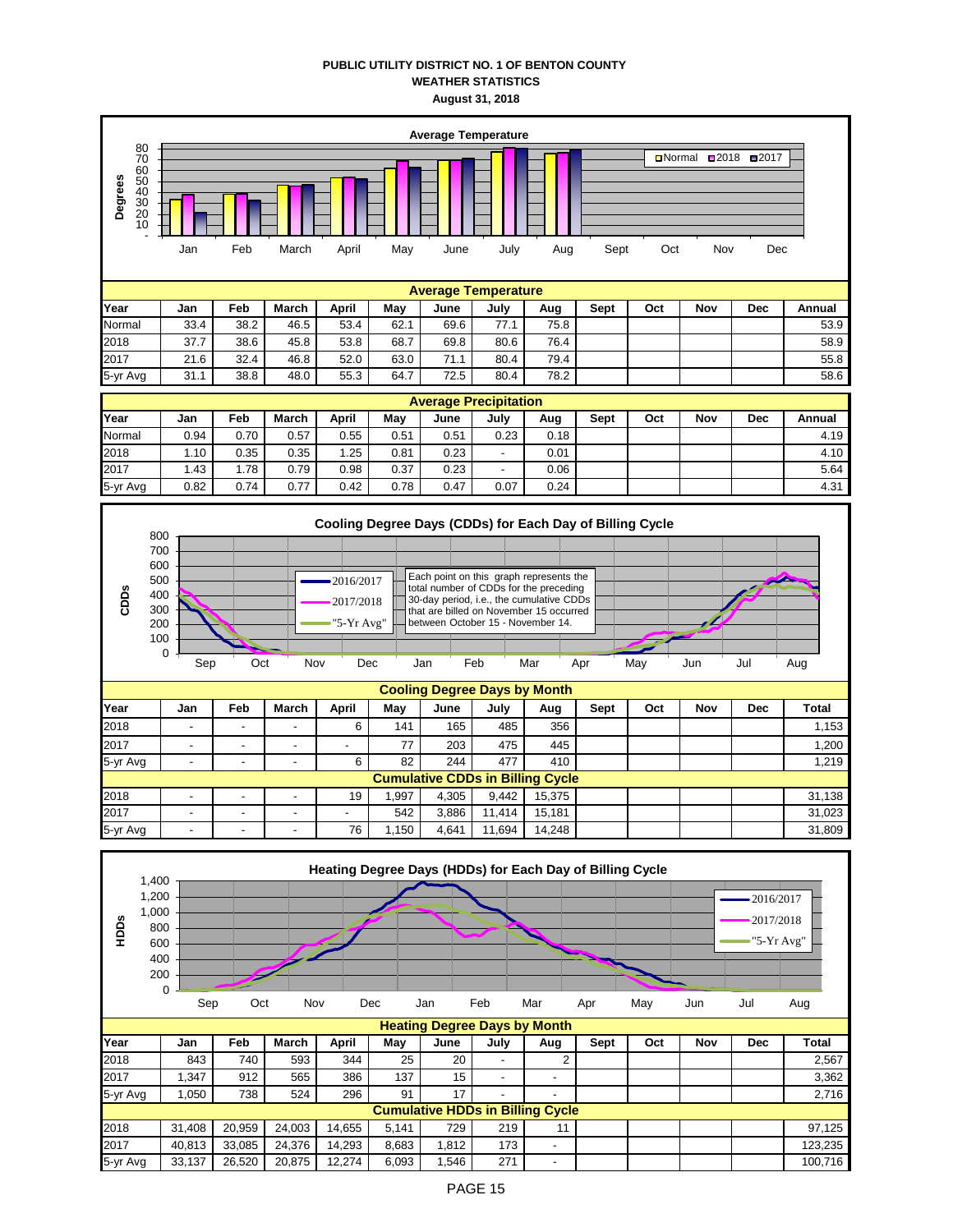# PUBLIC UTILITY DISTRICT NO. 1 OF BENTON COUNTY
## WEATHER STATISTICS
### August 31, 2018

**Average Temperature**

Degrees

Normal 2018 2017

Jan Feb March April May June July Aug Sept Oct Nov Dec

| Average Temperature | | | | | | | | | | | | | |
|---|---|---|---|---|---|---|---|---|---|---|---|---|---|
| Year | Jan | Feb | March | April | May | June | July | Aug | Sept | Oct | Nov | Dec | Annual |
| Normal | 33.4 | 38.2 | 46.5 | 53.4 | 62.1 | 69.6 | 77.1 | 75.8 | | | | | 53.9 |
| 2018 | 37.7 | 38.6 | 45.8 | 53.8 | 68.7 | 69.8 | 80.6 | 76.4 | | | | | 58.9 |
| 2017 | 21.6 | 32.4 | 46.8 | 52.0 | 63.0 | 71.1 | 80.4 | 79.4 | | | | | 55.8 |
| 5-yr Avg | 31.1 | 38.8 | 48.0 | 55.3 | 64.7 | 72.5 | 80.4 | 78.2 | | | | | 58.6 |

| Average Precipitation | | | | | | | | | | | | | |
|---|---|---|---|---|---|---|---|---|---|---|---|---|---|
| Year | Jan | Feb | March | April | May | June | July | Aug | Sept | Oct | Nov | Dec | Annual |
| Normal | 0.94 | 0.70 | 0.57 | 0.55 | 0.51 | 0.51 | 0.23 | 0.18 | | | | | 4.19 |
| 2018 | 1.10 | 0.35 | 0.35 | 1.25 | 0.81 | 0.23 | - | 0.01 | | | | | 4.10 |
| 2017 | 1.43 | 1.78 | 0.79 | 0.98 | 0.37 | 0.23 | - | 0.06 | | | | | 5.64 |
| 5-yr Avg | 0.82 | 0.74 | 0.77 | 0.42 | 0.78 | 0.47 | 0.07 | 0.24 | | | | | 4.31 |

**Cooling Degree Days (CDDs) for Each Day of Billing Cycle**

CDDs

2016/2017 2017/2018 "5-Yr Avg"

Each point on this graph represents the total number of CDDs for the preceding 30-day period, i.e., the cumulative CDDs that are billed on November 15 occurred between October 15 - November 14.

Sep Oct Nov Dec Jan Feb Mar Apr May Jun Jul Aug

| Cooling Degree Days by Month | | | | | | | | | | | | | |
|---|---|---|---|---|---|---|---|---|---|---|---|---|---|
| Year | Jan | Feb | March | April | May | June | July | Aug | Sept | Oct | Nov | Dec | Total |
| 2018 | - | - | - | 6 | 141 | 165 | 485 | 356 | | | | | 1,153 |
| 2017 | - | - | - | - | 77 | 203 | 475 | 445 | | | | | 1,200 |
| 5-yr Avg | - | - | - | 6 | 82 | 244 | 477 | 410 | | | | | 1,219 |
| **Cumulative CDDs in Billing Cycle** | | | | | | | | | | | | | |
| 2018 | - | - | - | 19 | 1,997 | 4,305 | 9,442 | 15,375 | | | | | 31,138 |
| 2017 | - | - | - | - | 542 | 3,886 | 11,414 | 15,181 | | | | | 31,023 |
| 5-yr Avg | - | - | - | 76 | 1,150 | 4,641 | 11,694 | 14,248 | | | | | 31,809 |

**Heating Degree Days (HDDs) for Each Day of Billing Cycle**

HDDs

2016/2017 2017/2018 "5-Yr Avg"

Sep Oct Nov Dec Jan Feb Mar Apr May Jun Jul Aug

| Heating Degree Days by Month | | | | | | | | | | | | | |
|---|---|---|---|---|---|---|---|---|---|---|---|---|---|
| Year | Jan | Feb | March | April | May | June | July | Aug | Sept | Oct | Nov | Dec | Total |
| 2018 | 843 | 740 | 593 | 344 | 25 | 20 | - | 2 | | | | | 2,567 |
| 2017 | 1,347 | 912 | 565 | 386 | 137 | 15 | - | - | | | | | 3,362 |
| 5-yr Avg | 1,050 | 738 | 524 | 296 | 91 | 17 | - | - | | | | | 2,716 |
| **Cumulative HDDs in Billing Cycle** | | | | | | | | | | | | | |
| 2018 | 31,408 | 20,959 | 24,003 | 14,655 | 5,141 | 729 | 219 | 11 | | | | | 97,125 |
| 2017 | 40,813 | 33,085 | 24,376 | 14,293 | 8,683 | 1,812 | 173 | - | | | | | 123,235 |
| 5-yr Avg | 33,137 | 26,520 | 20,875 | 12,274 | 6,093 | 1,546 | 271 | - | | | | | 100,716 |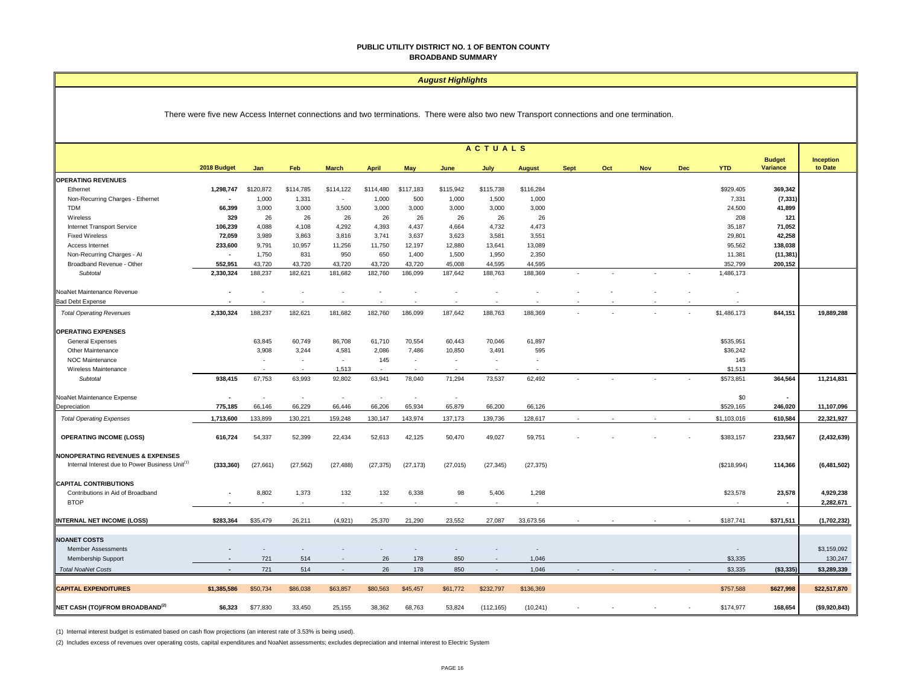# PUBLIC UTILITY DISTRICT NO. 1 OF BENTON COUNTY
## BROADBAND SUMMARY

### *August Highlights*

There were five new Access Internet connections and two terminations. There were also two new Transport connections and one termination.

| | 2018 Budget | Jan | Feb | March | April | May | June | July | August | Sept | Oct | Nov | Dec | YTD | Budget Variance | Inception to Date |
|---|---|---|---|---|---|---|---|---|---|---|---|---|---|---|---|---|
| | | **ACTUALS** | | | | | | | | | | | | | | |
| **OPERATING REVENUES** | | | | | | | | | | | | | | | | |
| Ethernet | **1,298,747** | $120,872 | $114,785 | $114,122 | $114,480 | $117,183 | $115,942 | $115,738 | $116,284 | | | | | $929,405 | **369,342** | |
| Non-Recurring Charges - Ethernet | **-** | 1,000 | 1,331 | - | 1,000 | 500 | 1,000 | 1,500 | 1,000 | | | | | 7,331 | **(7,331)** | |
| TDM | **66,399** | 3,000 | 3,000 | 3,500 | 3,000 | 3,000 | 3,000 | 3,000 | 3,000 | | | | | 24,500 | **41,899** | |
| Wireless | **329** | 26 | 26 | 26 | 26 | 26 | 26 | 26 | 26 | | | | | 208 | **121** | |
| Internet Transport Service | **106,239** | 4,088 | 4,108 | 4,292 | 4,393 | 4,437 | 4,664 | 4,732 | 4,473 | | | | | 35,187 | **71,052** | |
| Fixed Wireless | **72,059** | 3,989 | 3,863 | 3,816 | 3,741 | 3,637 | 3,623 | 3,581 | 3,551 | | | | | 29,801 | **42,258** | |
| Access Internet | **233,600** | 9,791 | 10,957 | 11,256 | 11,750 | 12,197 | 12,880 | 13,641 | 13,089 | | | | | 95,562 | **138,038** | |
| Non-Recurring Charges - AI | **-** | 1,750 | 831 | 950 | 650 | 1,400 | 1,500 | 1,950 | 2,350 | | | | | 11,381 | **(11,381)** | |
| Broadband Revenue - Other | **552,951** | 43,720 | 43,720 | 43,720 | 43,720 | 43,720 | 45,008 | 44,595 | 44,595 | | | | | 352,799 | **200,152** | |
| *Subtotal* | **2,330,324** | 188,237 | 182,621 | 181,682 | 182,760 | 186,099 | 187,642 | 188,763 | 188,369 | - | - | - | - | 1,486,173 | | |
| NoaNet Maintenance Revenue | **-** | - | - | - | - | - | - | - | - | - | - | - | - | - | | |
| Bad Debt Expense | **-** | - | - | - | - | - | - | - | - | - | - | - | - | - | | |
| *Total Operating Revenues* | **2,330,324** | 188,237 | 182,621 | 181,682 | 182,760 | 186,099 | 187,642 | 188,763 | 188,369 | - | - | - | - | $1,486,173 | **844,151** | **19,889,288** |
| **OPERATING EXPENSES** | | | | | | | | | | | | | | | | |
| General Expenses | | 63,845 | 60,749 | 86,708 | 61,710 | 70,554 | 60,443 | 70,046 | 61,897 | | | | | $535,951 | | |
| Other Maintenance | | 3,908 | 3,244 | 4,581 | 2,086 | 7,486 | 10,850 | 3,491 | 595 | | | | | $36,242 | | |
| NOC Maintenance | | - | - | - | 145 | - | - | - | - | | | | | 145 | | |
| Wireless Maintenance | | - | - | 1,513 | - | - | - | - | - | | | | | $1,513 | | |
| *Subtotal* | **938,415** | 67,753 | 63,993 | 92,802 | 63,941 | 78,040 | 71,294 | 73,537 | 62,492 | - | - | - | - | $573,851 | **364,564** | **11,214,831** |
| NoaNet Maintenance Expense | **-** | - | - | - | - | - | - | | | | | | | $0 | **-** | |
| Depreciation | **775,185** | 66,146 | 66,229 | 66,446 | 66,206 | 65,934 | 65,879 | 66,200 | 66,126 | | | | | $529,165 | **246,020** | **11,107,096** |
| *Total Operating Expenses* | **1,713,600** | 133,899 | 130,221 | 159,248 | 130,147 | 143,974 | 137,173 | 139,736 | 128,617 | - | - | - | - | $1,103,016 | **610,584** | **22,321,927** |
| **OPERATING INCOME (LOSS)** | **616,724** | 54,337 | 52,399 | 22,434 | 52,613 | 42,125 | 50,470 | 49,027 | 59,751 | - | - | - | - | $383,157 | **233,567** | **(2,432,639)** |
| **NONOPERATING REVENUES & EXPENSES** | | | | | | | | | | | | | | | | |
| Internal Interest due to Power Business Unit[1] | **(333,360)** | (27,661) | (27,562) | (27,488) | (27,375) | (27,173) | (27,015) | (27,345) | (27,375) | | | | | ($218,994) | **114,366** | **(6,481,502)** |
| **CAPITAL CONTRIBUTIONS** | | | | | | | | | | | | | | | | |
| Contributions in Aid of Broadband | **-** | 8,802 | 1,373 | 132 | 132 | 6,338 | 98 | 5,406 | 1,298 | | | | | $23,578 | **23,578** | **4,929,238** |
| BTOP | **-** | - | - | - | - | - | - | - | - | | | | | - | **-** | **2,282,671** |
| **INTERNAL NET INCOME (LOSS)** | **$283,364** | $35,479 | 26,211 | (4,921) | 25,370 | 21,290 | 23,552 | 27,087 | 33,673.56 | - | - | - | - | $187,741 | **$371,511** | **(1,702,232)** |
| **NOANET COSTS** | | | | | | | | | | | | | | | | |
| Member Assessments | **-** | - | - | - | - | - | - | - | - | | | | | - | | $3,159,092 |
| Membership Support | **-** | 721 | 514 | - | 26 | 178 | 850 | - | 1,046 | | | | | $3,335 | | 130,247 |
| *Total NoaNet Costs* | **-** | 721 | 514 | - | 26 | 178 | 850 | - | 1,046 | - | - | - | - | $3,335 | **($3,335)** | **$3,289,339** |
| **CAPITAL EXPENDITURES** | **$1,385,586** | $50,734 | $86,038 | $63,857 | $80,563 | $45,457 | $61,772 | $232,797 | $136,369 | | | | | $757,588 | **$627,998** | **$22,517,870** |
| **NET CASH (TO)/FROM BROADBAND[2]** | **$6,323** | $77,830 | 33,450 | 25,155 | 38,362 | 68,763 | 53,824 | (112,165) | (10,241) | - | - | - | - | $174,977 | **168,654** | **($9,920,843)** |

(1) Internal interest budget is estimated based on cash flow projections (an interest rate of 3.53% is being used).

(2) Includes excess of revenues over operating costs, capital expenditures and NoaNet assessments; excludes depreciation and internal interest to Electric System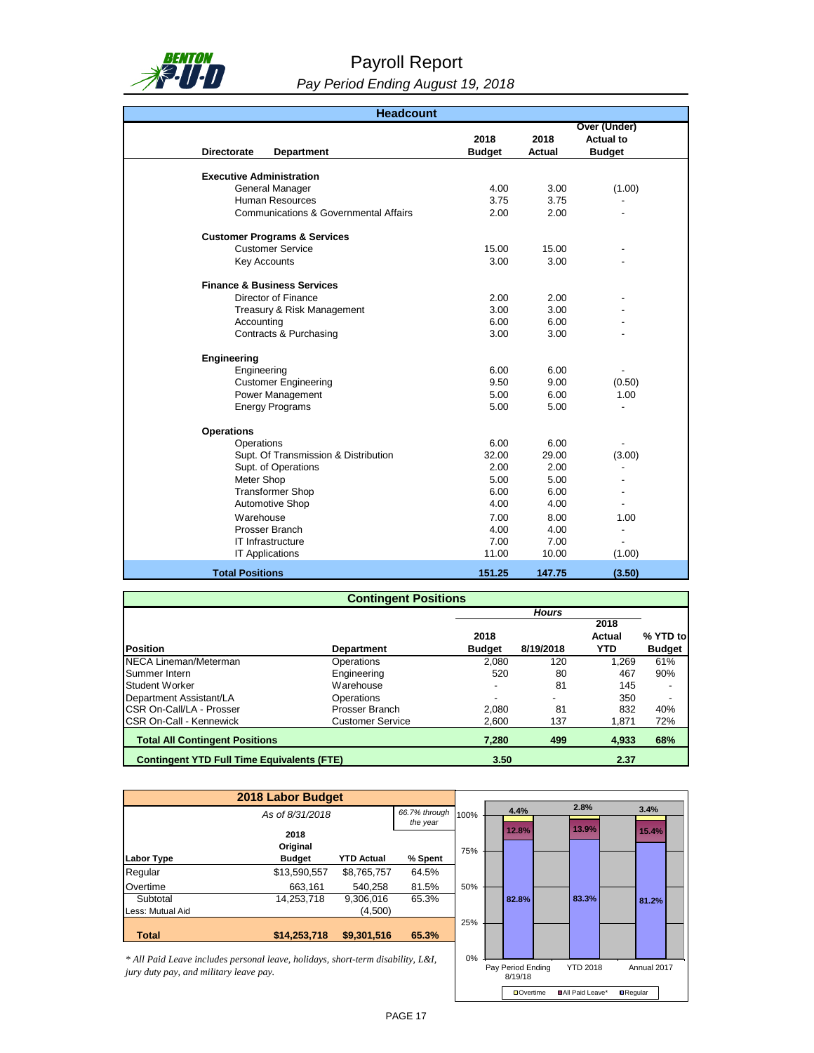# Payroll Report

*Pay Period Ending August 19, 2018*

| Headcount | | | | |
|---|---|---|---|---|
| **Directorate** | **Department** | **2018 Budget** | **2018 Actual** | **Over (Under) Actual to Budget** |
| **Executive Administration** | | | | |
| | General Manager | 4.00 | 3.00 | (1.00) |
| | Human Resources | 3.75 | 3.75 | - |
| | Communications & Governmental Affairs | 2.00 | 2.00 | - |
| **Customer Programs & Services** | | | | |
| | Customer Service | 15.00 | 15.00 | - |
| | Key Accounts | 3.00 | 3.00 | - |
| **Finance & Business Services** | | | | |
| | Director of Finance | 2.00 | 2.00 | - |
| | Treasury & Risk Management | 3.00 | 3.00 | - |
| | Accounting | 6.00 | 6.00 | - |
| | Contracts & Purchasing | 3.00 | 3.00 | - |
| **Engineering** | | | | |
| | Engineering | 6.00 | 6.00 | - |
| | Customer Engineering | 9.50 | 9.00 | (0.50) |
| | Power Management | 5.00 | 6.00 | 1.00 |
| | Energy Programs | 5.00 | 5.00 | - |
| **Operations** | | | | |
| | Operations | 6.00 | 6.00 | - |
| | Supt. Of Transmission & Distribution | 32.00 | 29.00 | (3.00) |
| | Supt. of Operations | 2.00 | 2.00 | - |
| | Meter Shop | 5.00 | 5.00 | - |
| | Transformer Shop | 6.00 | 6.00 | - |
| | Automotive Shop | 4.00 | 4.00 | - |
| | Warehouse | 7.00 | 8.00 | 1.00 |
| | Prosser Branch | 4.00 | 4.00 | - |
| | IT Infrastructure | 7.00 | 7.00 | - |
| | IT Applications | 11.00 | 10.00 | (1.00) |
| **Total Positions** | | **151.25** | **147.75** | **(3.50)** |

| Contingent Positions | | | | | |
|---|---|---|---|---|---|
| | | *Hours* | | | |
| **Position** | **Department** | **2018 Budget** | **8/19/2018** | **2018 Actual YTD** | **% YTD to Budget** |
| NECA Lineman/Meterman | Operations | 2,080 | 120 | 1,269 | 61% |
| Summer Intern | Engineering | 520 | 80 | 467 | 90% |
| Student Worker | Warehouse | - | 81 | 145 | - |
| Department Assistant/LA | Operations | - | - | 350 | - |
| CSR On-Call/LA - Prosser | Prosser Branch | 2,080 | 81 | 832 | 40% |
| CSR On-Call - Kennewick | Customer Service | 2,600 | 137 | 1,871 | 72% |
| **Total All Contingent Positions** | | **7,280** | **499** | **4,933** | **68%** |
| **Contingent YTD Full Time Equivalents (FTE)** | | **3.50** | | **2.37** | |

| 2018 Labor Budget | | | |
|---|---|---|---|
| | *As of 8/31/2018* | | *66.7% through the year* |
| **Labor Type** | **2018 Original Budget** | **YTD Actual** | **% Spent** |
| Regular | $13,590,557 | $8,765,757 | 64.5% |
| Overtime | 663,161 | 540,258 | 81.5% |
| Subtotal | 14,253,718 | 9,306,016 | 65.3% |
| Less: Mutual Aid | | (4,500) | |
| **Total** | **$14,253,718** | **$9,301,516** | **65.3%** |

100%
75%
50%
25%
0%

Pay Period Ending 8/19/18: 4.4%, 12.8%, 82.8%
YTD 2018: 2.8%, 13.9%, 83.3%
Annual 2017: 3.4%, 15.4%, 81.2%

Overtime | All Paid Leave* | Regular

*\* All Paid Leave includes personal leave, holidays, short-term disability, L&I, jury duty pay, and military leave pay.*